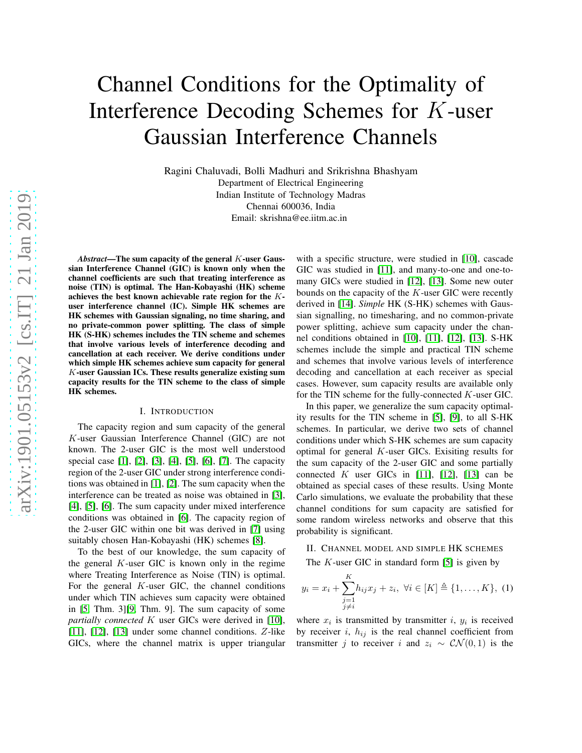# Channel Conditions for the Optimality of Interference Decoding Schemes for $K$-user Gaussian Interference Channels

Ragini Chaluvadi, Bolli Madhuri and Srikrishna Bhashyam
Department of Electrical Engineering
Indian Institute of Technology Madras
Chennai 600036, India
Email: skrishna@ee.iitm.ac.in

***Abstract*—The sum capacity of the general $K$-user Gaussian Interference Channel (GIC) is known only when the channel coefficients are such that treating interference as noise (TIN) is optimal. The Han-Kobayashi (HK) scheme achieves the best known achievable rate region for the $K$-user interference channel (IC). Simple HK schemes are HK schemes with Gaussian signaling, no time sharing, and no private-common power splitting. The class of simple HK (S-HK) schemes includes the TIN scheme and schemes that involve various levels of interference decoding and cancellation at each receiver. We derive conditions under which simple HK schemes achieve sum capacity for general $K$-user Gaussian ICs. These results generalize existing sum capacity results for the TIN scheme to the class of simple HK schemes.**

## I. Introduction

The capacity region and sum capacity of the general $K$-user Gaussian Interference Channel (GIC) are not known. The 2-user GIC is the most well understood special case [1], [2], [3], [4], [5], [6], [7]. The capacity region of the 2-user GIC under strong interference conditions was obtained in [1], [2]. The sum capacity when the interference can be treated as noise was obtained in [3], [4], [5], [6]. The sum capacity under mixed interference conditions was obtained in [6]. The capacity region of the 2-user GIC within one bit was derived in [7] using suitably chosen Han-Kobayashi (HK) schemes [8].

To the best of our knowledge, the sum capacity of the general $K$-user GIC is known only in the regime where Treating Interference as Noise (TIN) is optimal. For the general $K$-user GIC, the channel conditions under which TIN achieves sum capacity were obtained in [5, Thm. 3][9, Thm. 9]. The sum capacity of some *partially connected* $K$ user GICs were derived in [10], [11], [12], [13] under some channel conditions. $Z$-like GICs, where the channel matrix is upper triangular with a specific structure, were studied in [10], cascade GIC was studied in [11], and many-to-one and one-to-many GICs were studied in [12], [13]. Some new outer bounds on the capacity of the $K$-user GIC were recently derived in [14]. *Simple* HK (S-HK) schemes with Gaussian signalling, no timesharing, and no common-private power splitting, achieve sum capacity under the channel conditions obtained in [10], [11], [12], [13]. S-HK schemes include the simple and practical TIN scheme and schemes that involve various levels of interference decoding and cancellation at each receiver as special cases. However, sum capacity results are available only for the TIN scheme for the fully-connected $K$-user GIC.

In this paper, we generalize the sum capacity optimality results for the TIN scheme in [5], [9], to all S-HK schemes. In particular, we derive two sets of channel conditions under which S-HK schemes are sum capacity optimal for general $K$-user GICs. Exisiting results for the sum capacity of the 2-user GIC and some partially connected $K$ user GICs in [11], [12], [13] can be obtained as special cases of these results. Using Monte Carlo simulations, we evaluate the probability that these channel conditions for sum capacity are satisfied for some random wireless networks and observe that this probability is significant.

## II. Channel model and simple HK schemes

The $K$-user GIC in standard form [5] is given by

$$y_i = x_i + \sum_{\substack{j=1 \\ j \neq i}}^{K} h_{ij} x_j + z_i, \ \forall i \in [K] \triangleq \{1, \ldots, K\}, \ (1)$$

where $x_i$ is transmitted by transmitter $i$, $y_i$ is received by receiver $i$, $h_{ij}$ is the real channel coefficient from transmitter $j$ to receiver $i$ and $z_i \sim \mathcal{CN}(0, 1)$ is the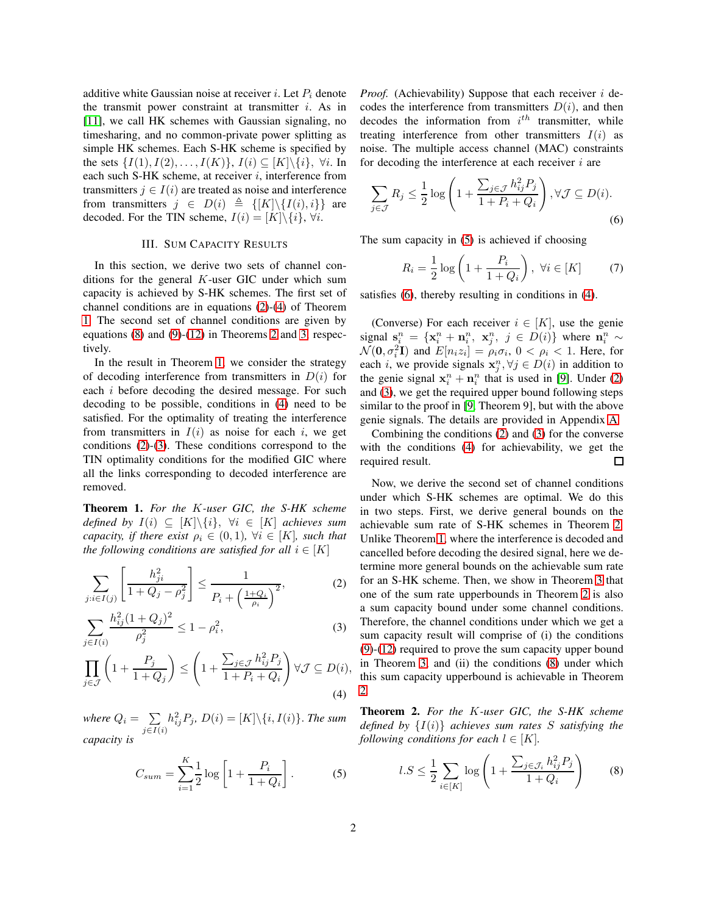additive white Gaussian noise at receiver $i$. Let $P_i$ denote the transmit power constraint at transmitter $i$. As in [11], we call HK schemes with Gaussian signaling, no timesharing, and no common-private power splitting as simple HK schemes. Each S-HK scheme is specified by the sets $\{I(1), I(2), \ldots, I(K)\}$, $I(i) \subseteq [K]\backslash\{i\}$, $\forall i$. In each such S-HK scheme, at receiver $i$, interference from transmitters $j \in I(i)$ are treated as noise and interference from transmitters $j \in D(i) \triangleq \{[K]\backslash\{I(i), i\}\}$ are decoded. For the TIN scheme, $I(i) = [K]\backslash\{i\}$, $\forall i$.

## III. Sum Capacity Results

In this section, we derive two sets of channel conditions for the general $K$-user GIC under which sum capacity is achieved by S-HK schemes. The first set of channel conditions are in equations (2)-(4) of Theorem 1. The second set of channel conditions are given by equations (8) and (9)-(12) in Theorems 2 and 3, respectively.

In the result in Theorem 1, we consider the strategy of decoding interference from transmitters in $D(i)$ for each $i$ before decoding the desired message. For such decoding to be possible, conditions in (4) need to be satisfied. For the optimality of treating the interference from transmitters in $I(i)$ as noise for each $i$, we get conditions (2)-(3). These conditions correspond to the TIN optimality conditions for the modified GIC where all the links corresponding to decoded interference are removed.

**Theorem 1.** *For the $K$-user GIC, the S-HK scheme defined by $I(i) \subseteq [K]\backslash\{i\}$, $\forall i \in [K]$ achieves sum capacity, if there exist $\rho_i \in (0,1)$, $\forall i \in [K]$, such that the following conditions are satisfied for all $i \in [K]$*

$$\sum_{j: i \in I(j)} \left[\frac{h_{ji}^2}{1 + Q_j - \rho_j^2}\right] \leq \frac{1}{P_i + \left(\frac{1+Q_i}{\rho_i}\right)^2}, \tag{2}$$

$$\sum_{j \in I(i)} \frac{h_{ij}^2 (1+Q_j)^2}{\rho_j^2} \leq 1 - \rho_i^2, \tag{3}$$

$$\prod_{j \in \mathcal{J}} \left(1 + \frac{P_j}{1+Q_j}\right) \leq \left(1 + \frac{\sum_{j \in \mathcal{J}} h_{ij}^2 P_j}{1 + P_i + Q_i}\right) \forall \mathcal{J} \subseteq D(i), \tag{4}$$

*where $Q_i = \sum_{j \in I(i)} h_{ij}^2 P_j$, $D(i) = [K]\backslash\{i, I(i)\}$. The sum capacity is*

$$C_{sum} = \sum_{i=1}^{K} \frac{1}{2} \log\left[1 + \frac{P_i}{1+Q_i}\right]. \tag{5}$$

*Proof.* (Achievability) Suppose that each receiver $i$ decodes the interference from transmitters $D(i)$, and then decodes the information from $i^{th}$ transmitter, while treating interference from other transmitters $I(i)$ as noise. The multiple access channel (MAC) constraints for decoding the interference at each receiver $i$ are

$$\sum_{j \in \mathcal{J}} R_j \leq \frac{1}{2} \log\left(1 + \frac{\sum_{j \in \mathcal{J}} h_{ij}^2 P_j}{1 + P_i + Q_i}\right), \forall \mathcal{J} \subseteq D(i). \tag{6}$$

The sum capacity in (5) is achieved if choosing

$$R_i = \frac{1}{2} \log\left(1 + \frac{P_i}{1+Q_i}\right), \ \forall i \in [K] \tag{7}$$

satisfies (6), thereby resulting in conditions in (4).

(Converse) For each receiver $i \in [K]$, use the genie signal $\mathbf{s}_i^n = \{\mathbf{x}_i^n + \mathbf{n}_i^n, \ \mathbf{x}_j^n, \ j \in D(i)\}$ where $\mathbf{n}_i^n \sim \mathcal{N}(\mathbf{0}, \sigma_i^2 \mathbf{I})$ and $E[n_i z_i] = \rho_i \sigma_i$, $0 < \rho_i < 1$. Here, for each $i$, we provide signals $\mathbf{x}_j^n, \forall j \in D(i)$ in addition to the genie signal $\mathbf{x}_i^n + \mathbf{n}_i^n$ that is used in [9]. Under (2) and (3), we get the required upper bound following steps similar to the proof in [9, Theorem 9], but with the above genie signals. The details are provided in Appendix A.

Combining the conditions (2) and (3) for the converse with the conditions (4) for achievability, we get the required result. ∎

Now, we derive the second set of channel conditions under which S-HK schemes are optimal. We do this in two steps. First, we derive general bounds on the achievable sum rate of S-HK schemes in Theorem 2. Unlike Theorem 1, where the interference is decoded and cancelled before decoding the desired signal, here we determine more general bounds on the achievable sum rate for an S-HK scheme. Then, we show in Theorem 3 that one of the sum rate upperbounds in Theorem 2 is also a sum capacity bound under some channel conditions. Therefore, the channel conditions under which we get a sum capacity result will comprise of (i) the conditions (9)-(12) required to prove the sum capacity upper bound in Theorem 3, and (ii) the conditions (8) under which this sum capacity upperbound is achievable in Theorem 2.

**Theorem 2.** *For the $K$-user GIC, the S-HK scheme defined by $\{I(i)\}$ achieves sum rates $S$ satisfying the following conditions for each $l \in [K]$.*

$$l.S \leq \frac{1}{2} \sum_{i \in [K]} \log\left(1 + \frac{\sum_{j \in \mathcal{J}_i} h_{ij}^2 P_j}{1 + Q_i}\right) \tag{8}$$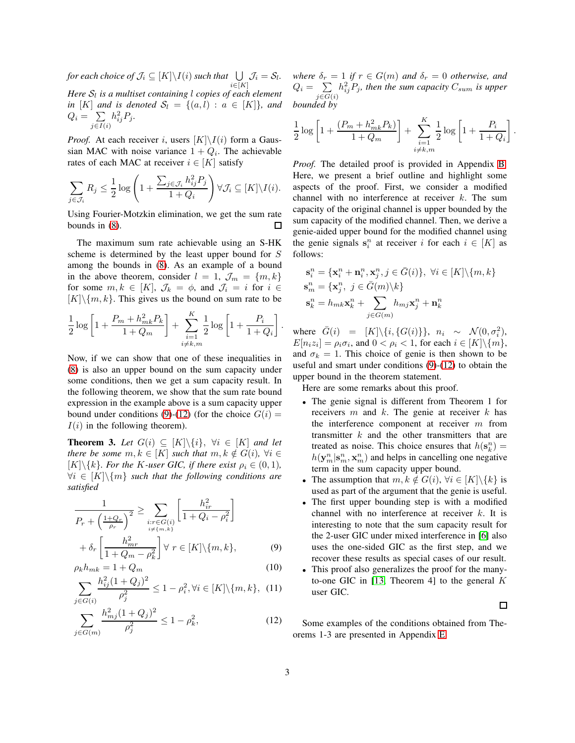*for each choice of* $\mathcal{J}_i \subseteq [K]\backslash I(i)$ *such that* $\bigcup_{i\in[K]} \mathcal{J}_i = \mathcal{S}_l$. *Here* $\mathcal{S}_l$ *is a multiset containing* $l$ *copies of each element in* $[K]$ *and is denoted* $\mathcal{S}_l = \{(a,l) : a \in [K]\}$*, and* $Q_i = \sum_{j\in I(i)} h_{ij}^2 P_j$.

*Proof.* At each receiver $i$, users $[K]\backslash I(i)$ form a Gaussian MAC with noise variance $1+Q_i$. The achievable rates of each MAC at receiver $i \in [K]$ satisfy

$$\sum_{j\in\mathcal{J}_i} R_j \le \frac{1}{2}\log\left(1+\frac{\sum_{j\in\mathcal{J}_i} h_{ij}^2 P_j}{1+Q_i}\right) \forall \mathcal{J}_i \subseteq [K]\backslash I(i).$$

Using Fourier-Motzkin elimination, we get the sum rate bounds in (8). □

The maximum sum rate achievable using an S-HK scheme is determined by the least upper bound for $S$ among the bounds in (8). As an example of a bound in the above theorem, consider $l=1$, $\mathcal{J}_m = \{m,k\}$ for some $m,k \in [K]$, $\mathcal{J}_k = \phi$, and $\mathcal{J}_i = i$ for $i \in [K]\backslash\{m,k\}$. This gives us the bound on sum rate to be

$$\frac{1}{2}\log\left[1+\frac{P_m+h_{mk}^2P_k}{1+Q_m}\right] + \sum_{\substack{i=1\\ i\neq k,m}}^{K} \frac{1}{2}\log\left[1+\frac{P_i}{1+Q_i}\right].$$

Now, if we can show that one of these inequalities in (8) is also an upper bound on the sum capacity under some conditions, then we get a sum capacity result. In the following theorem, we show that the sum rate bound expression in the example above is a sum capacity upper bound under conditions (9)-(12) (for the choice $G(i) = I(i)$ in the following theorem).

**Theorem 3.** *Let* $G(i) \subseteq [K]\backslash\{i\}$, $\forall i \in [K]$ *and let there be some* $m,k \in [K]$ *such that* $m,k \notin G(i)$, $\forall i \in [K]\backslash\{k\}$. *For the* $K$*-user GIC, if there exist* $\rho_i \in (0,1)$, $\forall i \in [K]\backslash\{m\}$ *such that the following conditions are satisfied*

$$\frac{1}{P_r+\left(\frac{1+Q_r}{\rho_r}\right)^2} \ge \sum_{\substack{i:r\in G(i)\\ i\neq\{m,k\}}} \left[\frac{h_{ir}^2}{1+Q_i-\rho_i^2}\right] + \delta_r\left[\frac{h_{mr}^2}{1+Q_m-\rho_k^2}\right] \forall\, r \in [K]\backslash\{m,k\}, \tag{9}$$

$$\rho_k h_{mk} = 1+Q_m \tag{10}$$

$$\sum_{j\in G(i)} \frac{h_{ij}^2(1+Q_j)^2}{\rho_j^2} \le 1-\rho_i^2, \forall i \in [K]\backslash\{m,k\}, \tag{11}$$

$$\sum_{j\in G(m)} \frac{h_{mj}^2(1+Q_j)^2}{\rho_j^2} \le 1-\rho_k^2, \tag{12}$$

*where* $\delta_r = 1$ *if* $r \in G(m)$ *and* $\delta_r = 0$ *otherwise, and* $Q_i = \sum_{j\in G(i)} h_{ij}^2 P_j$*, then the sum capacity* $C_{sum}$ *is upper bounded by*

$$\frac{1}{2}\log\left[1+\frac{(P_m+h_{mk}^2P_k)}{1+Q_m}\right] + \sum_{\substack{i=1\\ i\neq k,m}}^{K} \frac{1}{2}\log\left[1+\frac{P_i}{1+Q_i}\right].$$

*Proof.* The detailed proof is provided in Appendix B. Here, we present a brief outline and highlight some aspects of the proof. First, we consider a modified channel with no interference at receiver $k$. The sum capacity of the original channel is upper bounded by the sum capacity of the modified channel. Then, we derive a genie-aided upper bound for the modified channel using the genie signals $\mathbf{s}_i^n$ at receiver $i$ for each $i \in [K]$ as follows:

$$\mathbf{s}_i^n = \{\mathbf{x}_i^n + \mathbf{n}_i^n, \mathbf{x}_j^n, j \in \bar{G}(i)\}, \ \forall i \in [K]\backslash\{m,k\}$$
$$\mathbf{s}_m^n = \{\mathbf{x}_j^n, \ j \in \bar{G}(m)\backslash k\}$$
$$\mathbf{s}_k^n = h_{mk}\mathbf{x}_k^n + \sum_{j\in G(m)} h_{mj}\mathbf{x}_j^n + \mathbf{n}_k^n$$

where $\bar{G}(i) = [K]\backslash\{i,\{G(i)\}\}$, $n_i \sim \mathcal{N}(0,\sigma_i^2)$, $E[n_i z_i] = \rho_i\sigma_i$, and $0 < \rho_i < 1$, for each $i \in [K]\backslash\{m\}$, and $\sigma_k = 1$. This choice of genie is then shown to be useful and smart under conditions (9)-(12) to obtain the upper bound in the theorem statement.

Here are some remarks about this proof.

- The genie signal is different from Theorem 1 for receivers $m$ and $k$. The genie at receiver $k$ has the interference component at receiver $m$ from transmitter $k$ and the other transmitters that are treated as noise. This choice ensures that $h(\mathbf{s}_k^n) = h(\mathbf{y}_m^n|\mathbf{s}_m^n, \mathbf{x}_m^n)$ and helps in cancelling one negative term in the sum capacity upper bound.
- The assumption that $m,k \notin G(i)$, $\forall i \in [K]\backslash\{k\}$ is used as part of the argument that the genie is useful.
- The first upper bounding step is with a modified channel with no interference at receiver $k$. It is interesting to note that the sum capacity result for the 2-user GIC under mixed interference in [6] also uses the one-sided GIC as the first step, and we recover these results as special cases of our result.
- This proof also generalizes the proof for the many-to-one GIC in [13, Theorem 4] to the general $K$ user GIC.

□

Some examples of the conditions obtained from Theorems 1-3 are presented in Appendix E.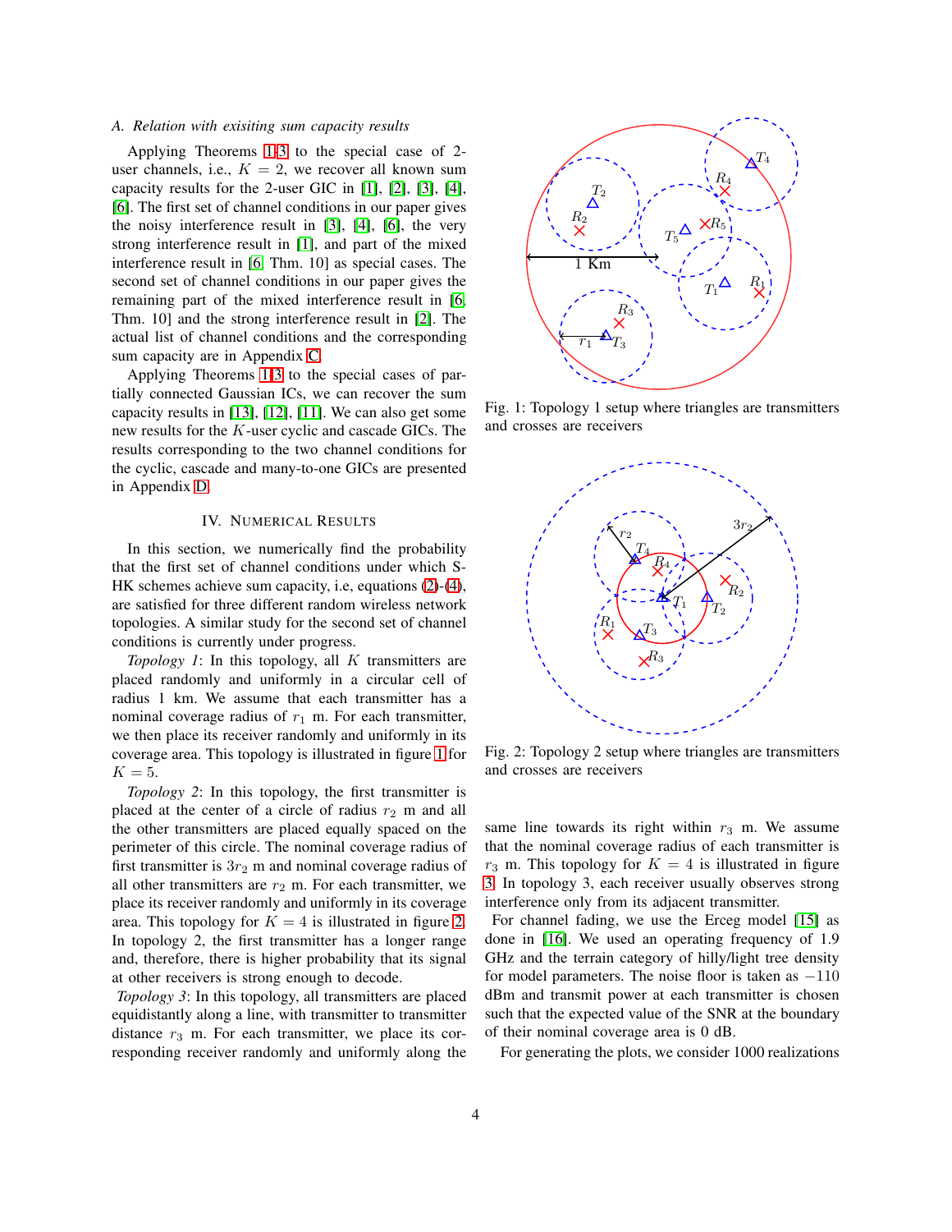### A. Relation with exisiting sum capacity results

Applying Theorems 1-3 to the special case of 2-user channels, i.e., $K = 2$, we recover all known sum capacity results for the 2-user GIC in [1], [2], [3], [4], [6]. The first set of channel conditions in our paper gives the noisy interference result in [3], [4], [6], the very strong interference result in [1], and part of the mixed interference result in [6, Thm. 10] as special cases. The second set of channel conditions in our paper gives the remaining part of the mixed interference result in [6, Thm. 10] and the strong interference result in [2]. The actual list of channel conditions and the corresponding sum capacity are in Appendix C.

Applying Theorems 1-3 to the special cases of partially connected Gaussian ICs, we can recover the sum capacity results in [13], [12], [11]. We can also get some new results for the $K$-user cyclic and cascade GICs. The results corresponding to the two channel conditions for the cyclic, cascade and many-to-one GICs are presented in Appendix D.

## IV. Numerical Results

In this section, we numerically find the probability that the first set of channel conditions under which S-HK schemes achieve sum capacity, i.e, equations (2)-(4), are satisfied for three different random wireless network topologies. A similar study for the second set of channel conditions is currently under progress.

*Topology 1*: In this topology, all $K$ transmitters are placed randomly and uniformly in a circular cell of radius 1 km. We assume that each transmitter has a nominal coverage radius of $r_1$ m. For each transmitter, we then place its receiver randomly and uniformly in its coverage area. This topology is illustrated in figure 1 for $K = 5$.

*Topology 2*: In this topology, the first transmitter is placed at the center of a circle of radius $r_2$ m and all the other transmitters are placed equally spaced on the perimeter of this circle. The nominal coverage radius of first transmitter is $3r_2$ m and nominal coverage radius of all other transmitters are $r_2$ m. For each transmitter, we place its receiver randomly and uniformly in its coverage area. This topology for $K = 4$ is illustrated in figure 2. In topology 2, the first transmitter has a longer range and, therefore, there is higher probability that its signal at other receivers is strong enough to decode.

*Topology 3*: In this topology, all transmitters are placed equidistantly along a line, with transmitter to transmitter distance $r_3$ m. For each transmitter, we place its corresponding receiver randomly and uniformly along the same line towards its right within $r_3$ m. We assume that the nominal coverage radius of each transmitter is $r_3$ m. This topology for $K = 4$ is illustrated in figure 3. In topology 3, each receiver usually observes strong interference only from its adjacent transmitter.

Fig. 1: Topology 1 setup where triangles are transmitters and crosses are receivers

Fig. 2: Topology 2 setup where triangles are transmitters and crosses are receivers

For channel fading, we use the Erceg model [15] as done in [16]. We used an operating frequency of 1.9 GHz and the terrain category of hilly/light tree density for model parameters. The noise floor is taken as $-110$ dBm and transmit power at each transmitter is chosen such that the expected value of the SNR at the boundary of their nominal coverage area is 0 dB.

For generating the plots, we consider 1000 realizations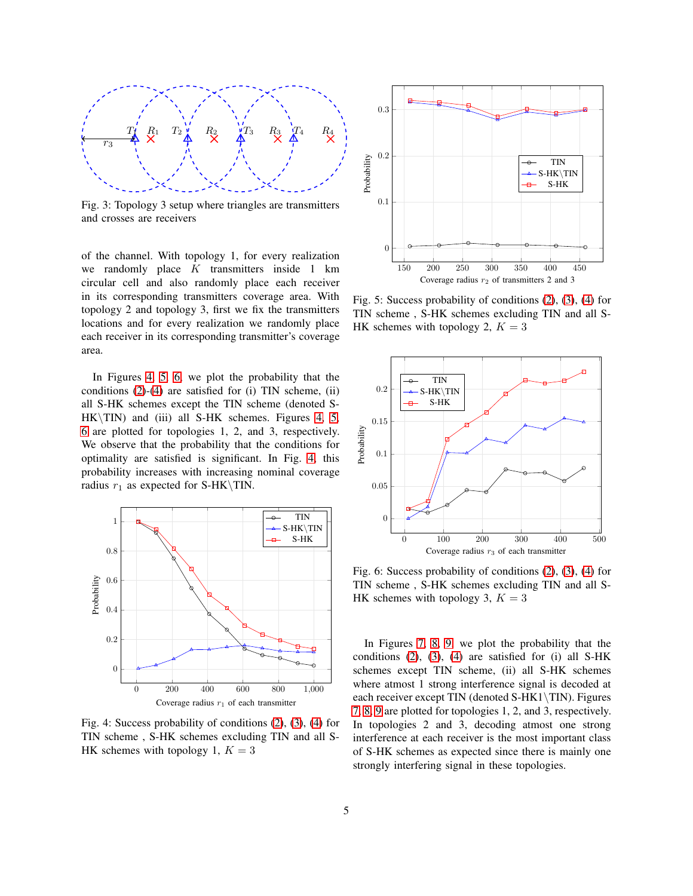Fig. 3: Topology 3 setup where triangles are transmitters and crosses are receivers

of the channel. With topology 1, for every realization we randomly place $K$ transmitters inside 1 km circular cell and also randomly place each receiver in its corresponding transmitters coverage area. With topology 2 and topology 3, first we fix the transmitters locations and for every realization we randomly place each receiver in its corresponding transmitter's coverage area.

In Figures 4, 5, 6, we plot the probability that the conditions (2)-(4) are satisfied for (i) TIN scheme, (ii) all S-HK schemes except the TIN scheme (denoted S-HK\TIN) and (iii) all S-HK schemes. Figures 4, 5, 6 are plotted for topologies 1, 2, and 3, respectively. We observe that the probability that the conditions for optimality are satisfied is significant. In Fig. 4, this probability increases with increasing nominal coverage radius $r_1$ as expected for S-HK\TIN.

Fig. 4: Success probability of conditions (2), (3), (4) for TIN scheme , S-HK schemes excluding TIN and all S-HK schemes with topology 1, $K = 3$

Fig. 5: Success probability of conditions (2), (3), (4) for TIN scheme , S-HK schemes excluding TIN and all S-HK schemes with topology 2, $K = 3$

Fig. 6: Success probability of conditions (2), (3), (4) for TIN scheme , S-HK schemes excluding TIN and all S-HK schemes with topology 3, $K = 3$

In Figures 7, 8, 9, we plot the probability that the conditions (2), (3), (4) are satisfied for (i) all S-HK schemes except TIN scheme, (ii) all S-HK schemes where atmost 1 strong interference signal is decoded at each receiver except TIN (denoted S-HK1\TIN). Figures 7, 8, 9 are plotted for topologies 1, 2, and 3, respectively. In topologies 2 and 3, decoding atmost one strong interference at each receiver is the most important class of S-HK schemes as expected since there is mainly one strongly interfering signal in these topologies.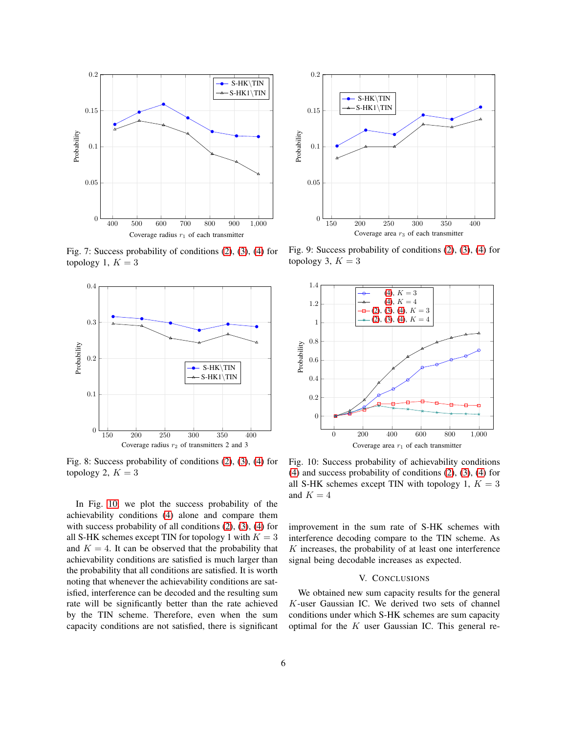Fig. 7: Success probability of conditions (2), (3), (4) for topology 1, $K = 3$

Fig. 8: Success probability of conditions (2), (3), (4) for topology 2, $K = 3$

Fig. 9: Success probability of conditions (2), (3), (4) for topology 3, $K = 3$

Fig. 10: Success probability of achievability conditions (4) and success probability of conditions (2), (3), (4) for all S-HK schemes except TIN with topology 1, $K = 3$ and $K = 4$

In Fig. 10, we plot the success probability of the achievability conditions (4) alone and compare them with success probability of all conditions (2), (3), (4) for all S-HK schemes except TIN for topology 1 with $K = 3$ and $K = 4$. It can be observed that the probability that achievability conditions are satisfied is much larger than the probability that all conditions are satisfied. It is worth noting that whenever the achievability conditions are satisfied, interference can be decoded and the resulting sum rate will be significantly better than the rate achieved by the TIN scheme. Therefore, even when the sum capacity conditions are not satisfied, there is significant improvement in the sum rate of S-HK schemes with interference decoding compare to the TIN scheme. As $K$ increases, the probability of at least one interference signal being decodable increases as expected.

## V. Conclusions

We obtained new sum capacity results for the general $K$-user Gaussian IC. We derived two sets of channel conditions under which S-HK schemes are sum capacity optimal for the $K$ user Gaussian IC. This general re-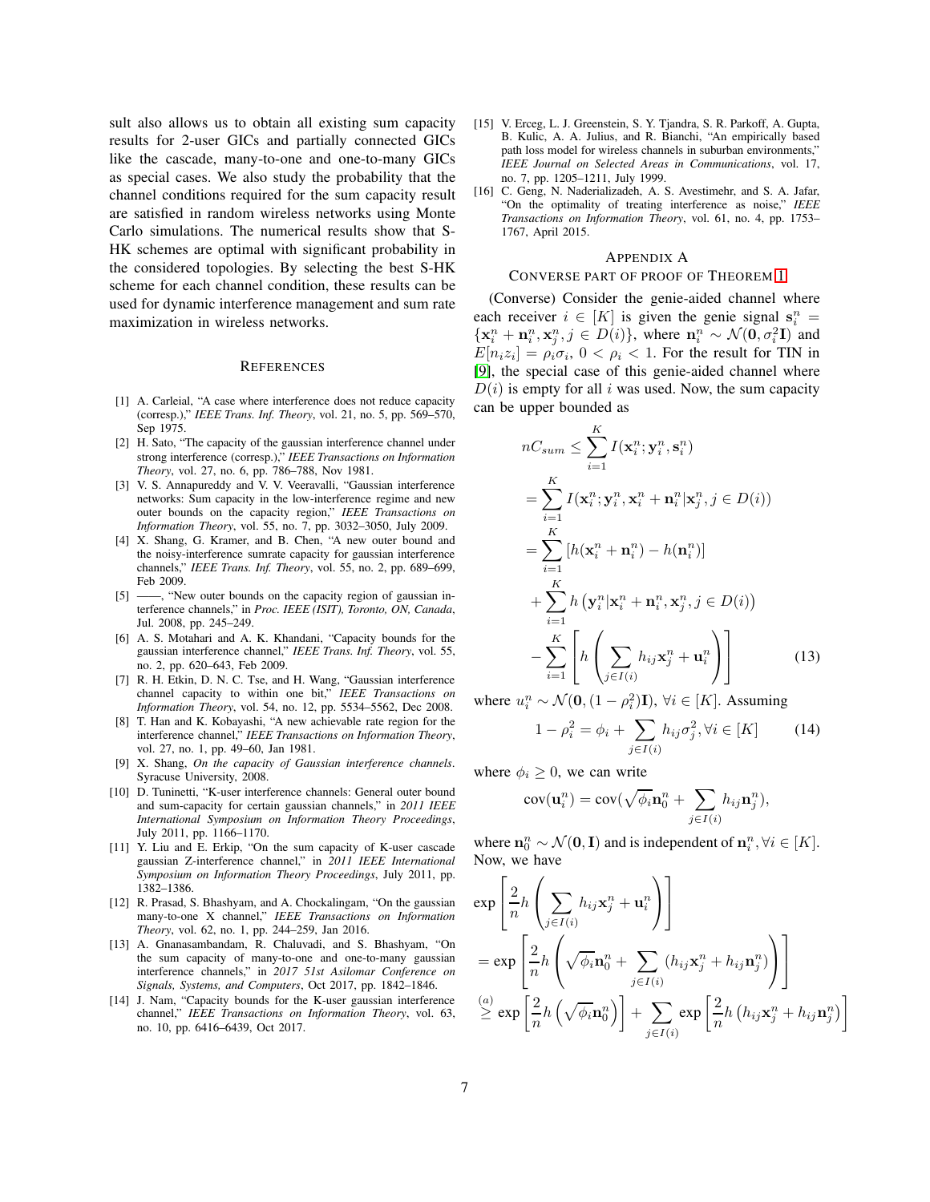sult also allows us to obtain all existing sum capacity results for 2-user GICs and partially connected GICs like the cascade, many-to-one and one-to-many GICs as special cases. We also study the probability that the channel conditions required for the sum capacity result are satisfied in random wireless networks using Monte Carlo simulations. The numerical results show that S-HK schemes are optimal with significant probability in the considered topologies. By selecting the best S-HK scheme for each channel condition, these results can be used for dynamic interference management and sum rate maximization in wireless networks.

## References

[1] A. Carleial, "A case where interference does not reduce capacity (corresp.)," *IEEE Trans. Inf. Theory*, vol. 21, no. 5, pp. 569–570, Sep 1975.

[2] H. Sato, "The capacity of the gaussian interference channel under strong interference (corresp.)," *IEEE Transactions on Information Theory*, vol. 27, no. 6, pp. 786–788, Nov 1981.

[3] V. S. Annapureddy and V. V. Veeravalli, "Gaussian interference networks: Sum capacity in the low-interference regime and new outer bounds on the capacity region," *IEEE Transactions on Information Theory*, vol. 55, no. 7, pp. 3032–3050, July 2009.

[4] X. Shang, G. Kramer, and B. Chen, "A new outer bound and the noisy-interference sumrate capacity for gaussian interference channels," *IEEE Trans. Inf. Theory*, vol. 55, no. 2, pp. 689–699, Feb 2009.

[5] ——, "New outer bounds on the capacity region of gaussian interference channels," in *Proc. IEEE (ISIT), Toronto, ON, Canada*, Jul. 2008, pp. 245–249.

[6] A. S. Motahari and A. K. Khandani, "Capacity bounds for the gaussian interference channel," *IEEE Trans. Inf. Theory*, vol. 55, no. 2, pp. 620–643, Feb 2009.

[7] R. H. Etkin, D. N. C. Tse, and H. Wang, "Gaussian interference channel capacity to within one bit," *IEEE Transactions on Information Theory*, vol. 54, no. 12, pp. 5534–5562, Dec 2008.

[8] T. Han and K. Kobayashi, "A new achievable rate region for the interference channel," *IEEE Transactions on Information Theory*, vol. 27, no. 1, pp. 49–60, Jan 1981.

[9] X. Shang, *On the capacity of Gaussian interference channels*. Syracuse University, 2008.

[10] D. Tuninetti, "K-user interference channels: General outer bound and sum-capacity for certain gaussian channels," in *2011 IEEE International Symposium on Information Theory Proceedings*, July 2011, pp. 1166–1170.

[11] Y. Liu and E. Erkip, "On the sum capacity of K-user cascade gaussian Z-interference channel," in *2011 IEEE International Symposium on Information Theory Proceedings*, July 2011, pp. 1382–1386.

[12] R. Prasad, S. Bhashyam, and A. Chockalingam, "On the gaussian many-to-one X channel," *IEEE Transactions on Information Theory*, vol. 62, no. 1, pp. 244–259, Jan 2016.

[13] A. Gnanasambandam, R. Chaluvadi, and S. Bhashyam, "On the sum capacity of many-to-one and one-to-many gaussian interference channels," in *2017 51st Asilomar Conference on Signals, Systems, and Computers*, Oct 2017, pp. 1842–1846.

[14] J. Nam, "Capacity bounds for the K-user gaussian interference channel," *IEEE Transactions on Information Theory*, vol. 63, no. 10, pp. 6416–6439, Oct 2017.

[15] V. Erceg, L. J. Greenstein, S. Y. Tjandra, S. R. Parkoff, A. Gupta, B. Kulic, A. A. Julius, and R. Bianchi, "An empirically based path loss model for wireless channels in suburban environments," *IEEE Journal on Selected Areas in Communications*, vol. 17, no. 7, pp. 1205–1211, July 1999.

[16] C. Geng, N. Naderializadeh, A. S. Avestimehr, and S. A. Jafar, "On the optimality of treating interference as noise," *IEEE Transactions on Information Theory*, vol. 61, no. 4, pp. 1753–1767, April 2015.

## Appendix A
## Converse Part of Proof of Theorem 1

(Converse) Consider the genie-aided channel where each receiver $i \in [K]$ is given the genie signal $\mathbf{s}_i^n = \{\mathbf{x}_i^n + \mathbf{n}_i^n, \mathbf{x}_j^n, j \in D(i)\}$, where $\mathbf{n}_i^n \sim \mathcal{N}(\mathbf{0}, \sigma_i^2 \mathbf{I})$ and $E[n_i z_i] = \rho_i \sigma_i$, $0 < \rho_i < 1$. For the result for TIN in [9], the special case of this genie-aided channel where $D(i)$ is empty for all $i$ was used. Now, the sum capacity can be upper bounded as

$$
\begin{aligned}
nC_{sum} &\leq \sum_{i=1}^{K} I(\mathbf{x}_i^n; \mathbf{y}_i^n, \mathbf{s}_i^n) \\
&= \sum_{i=1}^{K} I(\mathbf{x}_i^n; \mathbf{y}_i^n, \mathbf{x}_i^n + \mathbf{n}_i^n | \mathbf{x}_j^n, j \in D(i)) \\
&= \sum_{i=1}^{K} [h(\mathbf{x}_i^n + \mathbf{n}_i^n) - h(\mathbf{n}_i^n)] \\
&\quad + \sum_{i=1}^{K} h\left(\mathbf{y}_i^n | \mathbf{x}_i^n + \mathbf{n}_i^n, \mathbf{x}_j^n, j \in D(i)\right) \\
&\quad - \sum_{i=1}^{K} \left[ h\left( \sum_{j \in I(i)} h_{ij} \mathbf{x}_j^n + \mathbf{u}_i^n \right) \right] \qquad (13)
\end{aligned}
$$

where $u_i^n \sim \mathcal{N}(\mathbf{0}, (1-\rho_i^2)\mathbf{I})$, $\forall i \in [K]$. Assuming

$$
1 - \rho_i^2 = \phi_i + \sum_{j \in I(i)} h_{ij} \sigma_j^2, \forall i \in [K] \qquad (14)
$$

where $\phi_i \geq 0$, we can write

$$
\mathrm{cov}(\mathbf{u}_i^n) = \mathrm{cov}(\sqrt{\phi_i} \mathbf{n}_0^n + \sum_{j \in I(i)} h_{ij} \mathbf{n}_j^n),
$$

where $\mathbf{n}_0^n \sim \mathcal{N}(\mathbf{0}, \mathbf{I})$ and is independent of $\mathbf{n}_i^n, \forall i \in [K]$. Now, we have

$$
\begin{aligned}
&\exp\left[ \frac{2}{n} h\left( \sum_{j \in I(i)} h_{ij} \mathbf{x}_j^n + \mathbf{u}_i^n \right) \right] \\
&= \exp\left[ \frac{2}{n} h\left( \sqrt{\phi_i} \mathbf{n}_0^n + \sum_{j \in I(i)} (h_{ij} \mathbf{x}_j^n + h_{ij} \mathbf{n}_j^n) \right) \right] \\
&\overset{(a)}{\geq} \exp\left[ \frac{2}{n} h\left( \sqrt{\phi_i} \mathbf{n}_0^n \right) \right] + \sum_{j \in I(i)} \exp\left[ \frac{2}{n} h\left( h_{ij} \mathbf{x}_j^n + h_{ij} \mathbf{n}_j^n \right) \right]
\end{aligned}
$$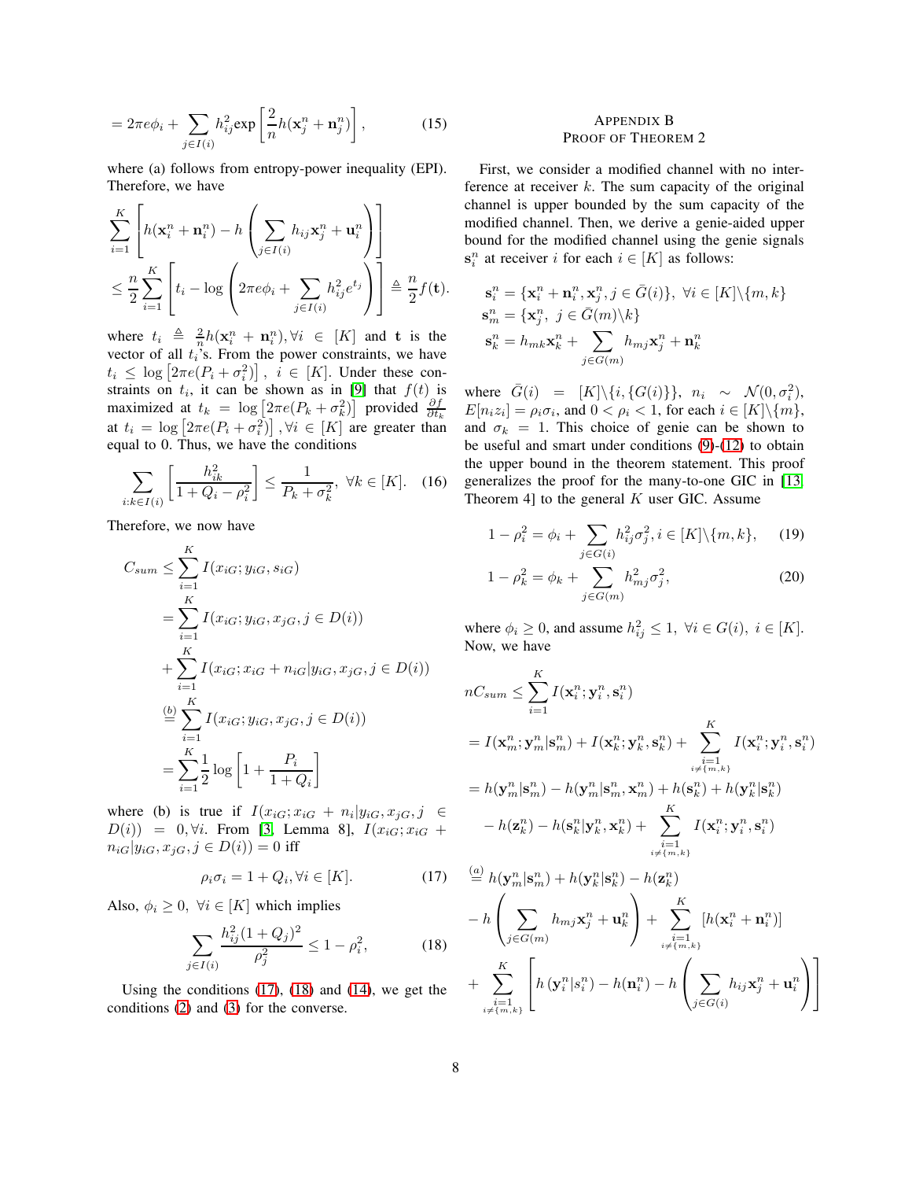$$= 2\pi e \phi_i + \sum_{j \in I(i)} h_{ij}^2 \exp\left[\frac{2}{n} h(\mathbf{x}_j^n + \mathbf{n}_j^n)\right], \tag{15}$$

where (a) follows from entropy-power inequality (EPI). Therefore, we have

$$\sum_{i=1}^{K} \left[ h(\mathbf{x}_i^n + \mathbf{n}_i^n) - h\left( \sum_{j \in I(i)} h_{ij} \mathbf{x}_j^n + \mathbf{u}_i^n \right) \right]$$
$$\leq \frac{n}{2} \sum_{i=1}^{K} \left[ t_i - \log\left( 2\pi e \phi_i + \sum_{j \in I(i)} h_{ij}^2 e^{t_j} \right) \right] \triangleq \frac{n}{2} f(\mathbf{t}).$$

where $t_i \triangleq \frac{2}{n} h(\mathbf{x}_i^n + \mathbf{n}_i^n), \forall i \in [K]$ and $\mathbf{t}$ is the vector of all $t_i$'s. From the power constraints, we have $t_i \leq \log\left[2\pi e (P_i + \sigma_i^2)\right]$, $i \in [K]$. Under these constraints on $t_i$, it can be shown as in [9] that $f(t)$ is maximized at $t_k = \log\left[2\pi e (P_k + \sigma_k^2)\right]$ provided $\frac{\partial f}{\partial t_k}$ at $t_i = \log\left[2\pi e (P_i + \sigma_i^2)\right], \forall i \in [K]$ are greater than equal to 0. Thus, we have the conditions

$$\sum_{i: k \in I(i)} \left[ \frac{h_{ik}^2}{1 + Q_i - \rho_i^2} \right] \leq \frac{1}{P_k + \sigma_k^2}, \ \forall k \in [K]. \tag{16}$$

Therefore, we now have

$$\begin{aligned}
C_{sum} &\leq \sum_{i=1}^{K} I(x_{iG}; y_{iG}, s_{iG}) \\
&= \sum_{i=1}^{K} I(x_{iG}; y_{iG}, x_{jG}, j \in D(i)) \\
&\quad + \sum_{i=1}^{K} I(x_{iG}; x_{iG} + n_{iG} | y_{iG}, x_{jG}, j \in D(i)) \\
&\overset{(b)}{=} \sum_{i=1}^{K} I(x_{iG}; y_{iG}, x_{jG}, j \in D(i)) \\
&= \sum_{i=1}^{K} \frac{1}{2} \log\left[ 1 + \frac{P_i}{1 + Q_i} \right]
\end{aligned}$$

where (b) is true if $I(x_{iG}; x_{iG} + n_i | y_{iG}, x_{jG}, j \in D(i)) = 0, \forall i$. From [3, Lemma 8], $I(x_{iG}; x_{iG} + n_{iG} | y_{iG}, x_{jG}, j \in D(i)) = 0$ iff

$$\rho_i \sigma_i = 1 + Q_i, \forall i \in [K]. \tag{17}$$

Also, $\phi_i \geq 0, \ \forall i \in [K]$ which implies

$$\sum_{j \in I(i)} \frac{h_{ij}^2 (1 + Q_j)^2}{\rho_j^2} \leq 1 - \rho_i^2, \tag{18}$$

Using the conditions (17), (18) and (14), we get the conditions (2) and (3) for the converse.

## Appendix B
## Proof of Theorem 2

First, we consider a modified channel with no interference at receiver $k$. The sum capacity of the original channel is upper bounded by the sum capacity of the modified channel. Then, we derive a genie-aided upper bound for the modified channel using the genie signals $\mathbf{s}_i^n$ at receiver $i$ for each $i \in [K]$ as follows:

$$\begin{aligned}
&\mathbf{s}_i^n = \{\mathbf{x}_i^n + \mathbf{n}_i^n, \mathbf{x}_j^n, j \in \bar{G}(i)\}, \ \forall i \in [K] \backslash \{m, k\} \\
&\mathbf{s}_m^n = \{\mathbf{x}_j^n, \ j \in \bar{G}(m) \backslash k\} \\
&\mathbf{s}_k^n = h_{mk} \mathbf{x}_k^n + \sum_{j \in G(m)} h_{mj} \mathbf{x}_j^n + \mathbf{n}_k^n
\end{aligned}$$

where $\bar{G}(i) = [K] \backslash \{i, \{G(i)\}\}$, $n_i \sim \mathcal{N}(0, \sigma_i^2)$, $E[n_i z_i] = \rho_i \sigma_i$, and $0 < \rho_i < 1$, for each $i \in [K] \backslash \{m\}$, and $\sigma_k = 1$. This choice of genie can be shown to be useful and smart under conditions (9)-(12) to obtain the upper bound in the theorem statement. This proof generalizes the proof for the many-to-one GIC in [13, Theorem 4] to the general $K$ user GIC. Assume

$$1 - \rho_i^2 = \phi_i + \sum_{j \in G(i)} h_{ij}^2 \sigma_j^2, i \in [K] \backslash \{m, k\}, \tag{19}$$

$$1 - \rho_k^2 = \phi_k + \sum_{j \in G(m)} h_{mj}^2 \sigma_j^2, \tag{20}$$

where $\phi_i \geq 0$, and assume $h_{ij}^2 \leq 1, \ \forall i \in G(i), \ i \in [K]$. Now, we have

$$\begin{aligned}
nC_{sum} &\leq \sum_{i=1}^{K} I(\mathbf{x}_i^n; \mathbf{y}_i^n, \mathbf{s}_i^n) \\
&= I(\mathbf{x}_m^n; \mathbf{y}_m^n | \mathbf{s}_m^n) + I(\mathbf{x}_k^n; \mathbf{y}_k^n, \mathbf{s}_k^n) + \sum_{\substack{i=1 \\ i \neq \{m,k\}}}^{K} I(\mathbf{x}_i^n; \mathbf{y}_i^n, \mathbf{s}_i^n) \\
&= h(\mathbf{y}_m^n | \mathbf{s}_m^n) - h(\mathbf{y}_m^n | \mathbf{s}_m^n, \mathbf{x}_m^n) + h(\mathbf{s}_k^n) + h(\mathbf{y}_k^n | \mathbf{s}_k^n) \\
&\quad - h(\mathbf{z}_k^n) - h(\mathbf{s}_k^n | \mathbf{y}_k^n, \mathbf{x}_k^n) + \sum_{\substack{i=1 \\ i \neq \{m,k\}}}^{K} I(\mathbf{x}_i^n; \mathbf{y}_i^n, \mathbf{s}_i^n) \\
&\overset{(a)}{=} h(\mathbf{y}_m^n | \mathbf{s}_m^n) + h(\mathbf{y}_k^n | \mathbf{s}_k^n) - h(\mathbf{z}_k^n) \\
&\quad - h\left( \sum_{j \in G(m)} h_{mj} \mathbf{x}_j^n + \mathbf{u}_k^n \right) + \sum_{\substack{i=1 \\ i \neq \{m,k\}}}^{K} [h(\mathbf{x}_i^n + \mathbf{n}_i^n)] \\
&\quad + \sum_{\substack{i=1 \\ i \neq \{m,k\}}}^{K} \left[ h\left(\mathbf{y}_i^n | s_i^n\right) - h(\mathbf{n}_i^n) - h\left( \sum_{j \in G(i)} h_{ij} \mathbf{x}_j^n + \mathbf{u}_i^n \right) \right]
\end{aligned}$$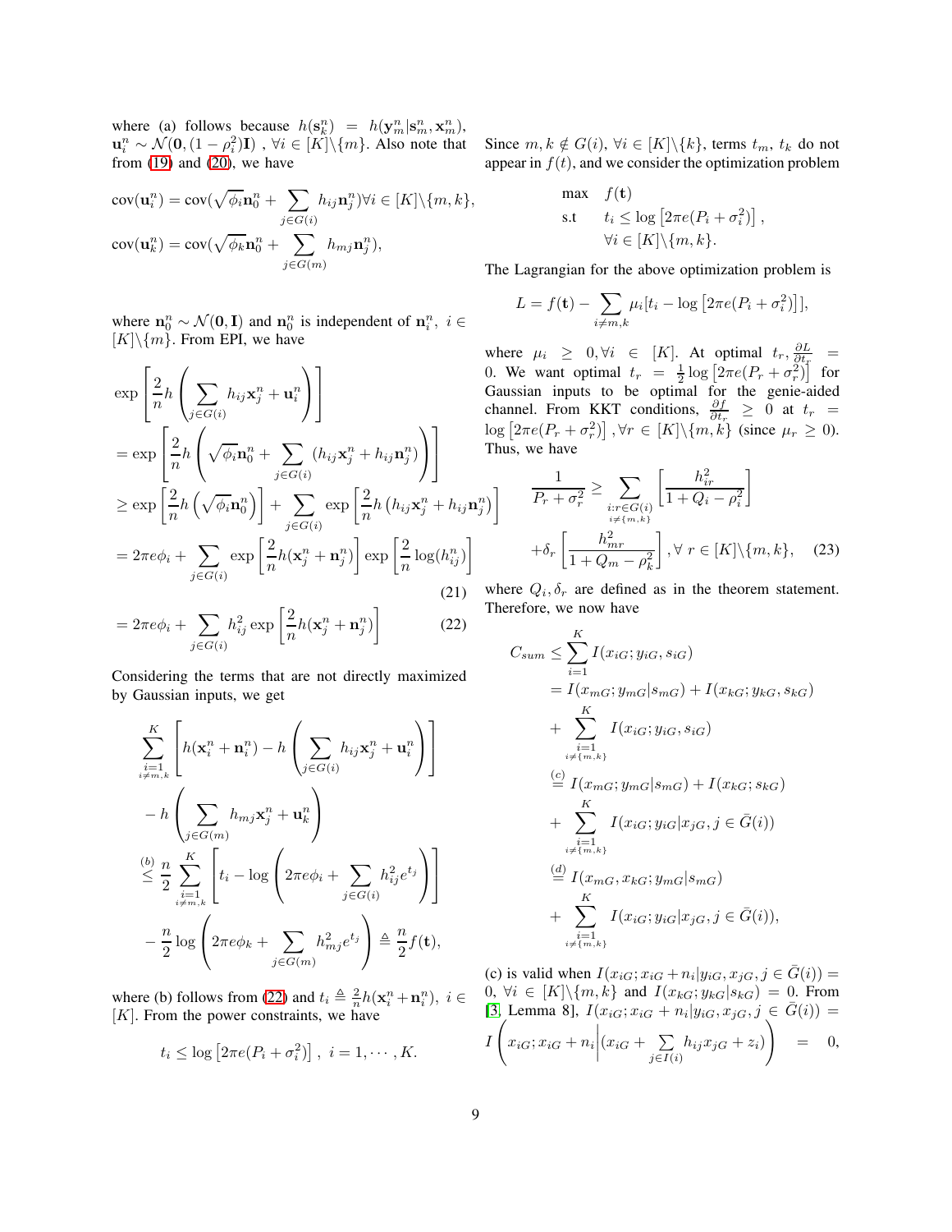where (a) follows because $h(\mathbf{s}_k^n) = h(\mathbf{y}_m^n|\mathbf{s}_m^n, \mathbf{x}_m^n)$, $\mathbf{u}_i^n \sim \mathcal{N}(\mathbf{0}, (1-\rho_i^2)\mathbf{I})$ , $\forall i \in [K]\backslash\{m\}$. Also note that from (19) and (20), we have

$$\text{cov}(\mathbf{u}_i^n) = \text{cov}(\sqrt{\phi_i}\mathbf{n}_0^n + \sum_{j\in G(i)} h_{ij}\mathbf{n}_j^n) \forall i \in [K]\backslash\{m,k\},$$

$$\text{cov}(\mathbf{u}_k^n) = \text{cov}(\sqrt{\phi_k}\mathbf{n}_0^n + \sum_{j\in G(m)} h_{mj}\mathbf{n}_j^n),$$

where $\mathbf{n}_0^n \sim \mathcal{N}(\mathbf{0}, \mathbf{I})$ and $\mathbf{n}_0^n$ is independent of $\mathbf{n}_i^n$, $i \in [K]\backslash\{m\}$. From EPI, we have

$$\begin{aligned}
&\exp\left[\frac{2}{n}h\left(\sum_{j\in G(i)} h_{ij}\mathbf{x}_j^n + \mathbf{u}_i^n\right)\right] \\
&= \exp\left[\frac{2}{n}h\left(\sqrt{\phi_i}\mathbf{n}_0^n + \sum_{j\in G(i)} (h_{ij}\mathbf{x}_j^n + h_{ij}\mathbf{n}_j^n)\right)\right] \\
&\geq \exp\left[\frac{2}{n}h\left(\sqrt{\phi_i}\mathbf{n}_0^n\right)\right] + \sum_{j\in G(i)} \exp\left[\frac{2}{n}h\left(h_{ij}\mathbf{x}_j^n + h_{ij}\mathbf{n}_j^n\right)\right] \\
&= 2\pi e\phi_i + \sum_{j\in G(i)} \exp\left[\frac{2}{n}h(\mathbf{x}_j^n + \mathbf{n}_j^n)\right] \exp\left[\frac{2}{n}\log(h_{ij}^n)\right] \qquad (21) \\
&= 2\pi e\phi_i + \sum_{j\in G(i)} h_{ij}^2 \exp\left[\frac{2}{n}h(\mathbf{x}_j^n + \mathbf{n}_j^n)\right] \qquad (22)
\end{aligned}$$

Considering the terms that are not directly maximized by Gaussian inputs, we get

$$\begin{aligned}
&\sum_{\substack{i=1\\ i\neq m,k}}^{K} \left[h(\mathbf{x}_i^n + \mathbf{n}_i^n) - h\left(\sum_{j\in G(i)} h_{ij}\mathbf{x}_j^n + \mathbf{u}_i^n\right)\right] \\
&- h\left(\sum_{j\in G(m)} h_{mj}\mathbf{x}_j^n + \mathbf{u}_k^n\right) \\
&\overset{(b)}{\leq} \frac{n}{2}\sum_{\substack{i=1\\ i\neq m,k}}^{K}\left[t_i - \log\left(2\pi e\phi_i + \sum_{j\in G(i)} h_{ij}^2 e^{t_j}\right)\right] \\
&- \frac{n}{2}\log\left(2\pi e\phi_k + \sum_{j\in G(m)} h_{mj}^2 e^{t_j}\right) \triangleq \frac{n}{2}f(\mathbf{t}),
\end{aligned}$$

where (b) follows from (22) and $t_i \triangleq \frac{2}{n}h(\mathbf{x}_i^n + \mathbf{n}_i^n)$, $i \in [K]$. From the power constraints, we have

$$t_i \leq \log\left[2\pi e(P_i + \sigma_i^2)\right], \ i = 1, \cdots, K.$$

Since $m, k \notin G(i)$, $\forall i \in [K]\backslash\{k\}$, terms $t_m$, $t_k$ do not appear in $f(t)$, and we consider the optimization problem

$$\begin{aligned}
\max \quad & f(\mathbf{t}) \\
\text{s.t} \quad & t_i \leq \log\left[2\pi e(P_i + \sigma_i^2)\right], \\
& \forall i \in [K]\backslash\{m,k\}.
\end{aligned}$$

The Lagrangian for the above optimization problem is

$$L = f(\mathbf{t}) - \sum_{i\neq m,k} \mu_i[t_i - \log\left[2\pi e(P_i + \sigma_i^2)\right]],$$

where $\mu_i \geq 0, \forall i \in [K]$. At optimal $t_r$, $\frac{\partial L}{\partial t_r} = 0$. We want optimal $t_r = \frac{1}{2}\log\left[2\pi e(P_r + \sigma_r^2)\right]$ for Gaussian inputs to be optimal for the genie-aided channel. From KKT conditions, $\frac{\partial f}{\partial t_r} \geq 0$ at $t_r = \log\left[2\pi e(P_r + \sigma_r^2)\right], \forall r \in [K]\backslash\{m,k\}$ (since $\mu_r \geq 0$). Thus, we have

$$\begin{aligned}
\frac{1}{P_r + \sigma_r^2} \geq &\sum_{\substack{i:r\in G(i)\\ i\neq\{m,k\}}}\left[\frac{h_{ir}^2}{1 + Q_i - \rho_i^2}\right] \\
&+ \delta_r\left[\frac{h_{mr}^2}{1 + Q_m - \rho_k^2}\right], \forall\, r \in [K]\backslash\{m,k\}, \qquad (23)
\end{aligned}$$

where $Q_i, \delta_r$ are defined as in the theorem statement. Therefore, we now have

$$\begin{aligned}
C_{sum} &\leq \sum_{i=1}^{K} I(x_{iG}; y_{iG}, s_{iG}) \\
&= I(x_{mG}; y_{mG}|s_{mG}) + I(x_{kG}; y_{kG}, s_{kG}) \\
&+ \sum_{\substack{i=1\\ i\neq\{m,k\}}}^{K} I(x_{iG}; y_{iG}, s_{iG}) \\
&\overset{(c)}{=} I(x_{mG}; y_{mG}|s_{mG}) + I(x_{kG}; s_{kG}) \\
&+ \sum_{\substack{i=1\\ i\neq\{m,k\}}}^{K} I(x_{iG}; y_{iG}|x_{jG}, j \in \bar{G}(i)) \\
&\overset{(d)}{=} I(x_{mG}, x_{kG}; y_{mG}|s_{mG}) \\
&+ \sum_{\substack{i=1\\ i\neq\{m,k\}}}^{K} I(x_{iG}; y_{iG}|x_{jG}, j \in \bar{G}(i)),
\end{aligned}$$

(c) is valid when $I(x_{iG}; x_{iG} + n_i|y_{iG}, x_{jG}, j \in \bar{G}(i)) = 0$, $\forall i \in [K]\backslash\{m,k\}$ and $I(x_{kG}; y_{kG}|s_{kG}) = 0$. From [3, Lemma 8], $I(x_{iG}; x_{iG} + n_i|y_{iG}, x_{jG}, j \in \bar{G}(i)) = I\left(x_{iG}; x_{iG} + n_i\middle|(x_{iG} + \sum_{j\in I(i)} h_{ij}x_{jG} + z_i)\right) = 0,$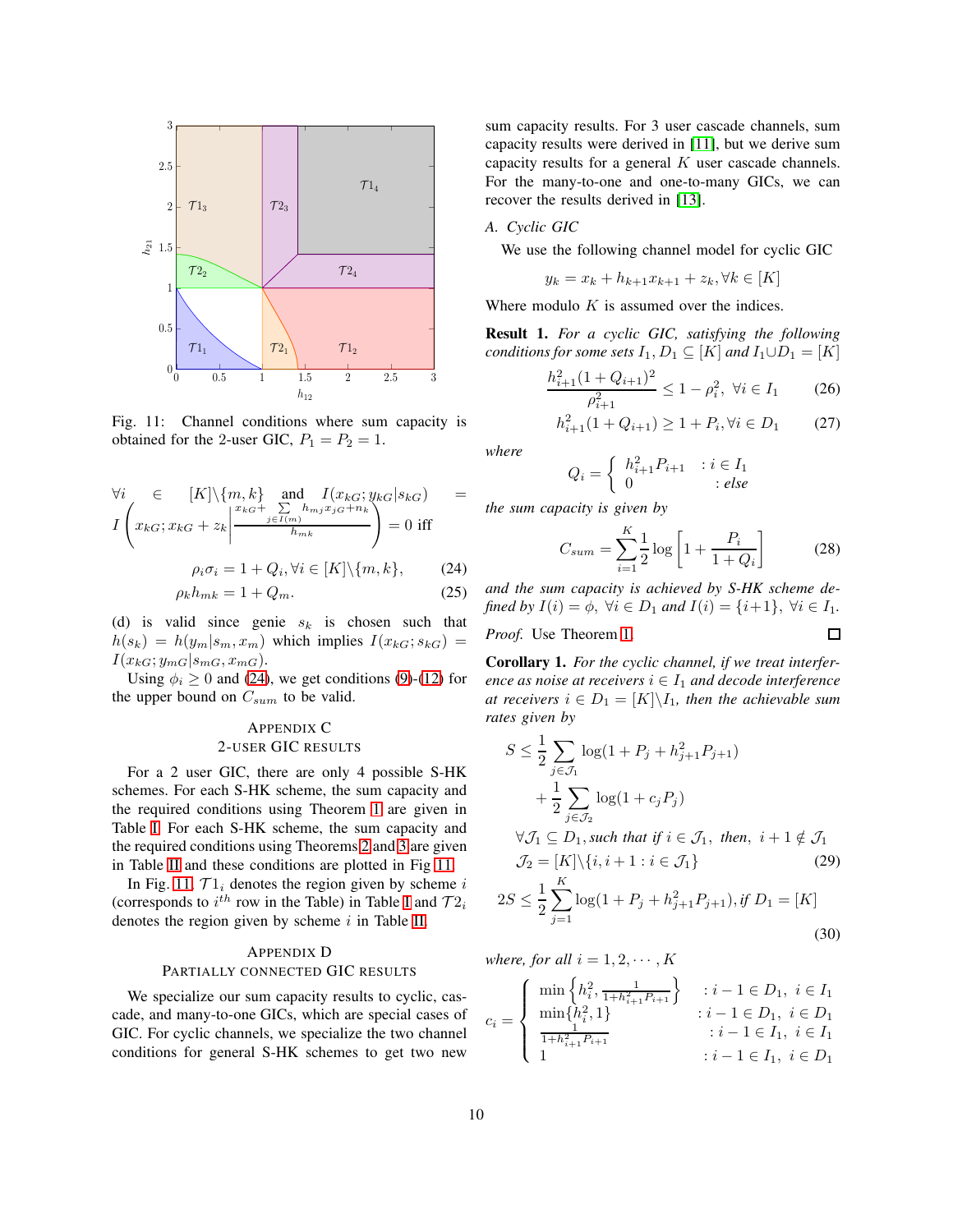Fig. 11: Channel conditions where sum capacity is obtained for the 2-user GIC, $P_1 = P_2 = 1$.

$\forall i \in [K]\backslash\{m,k\}$ and $I(x_{kG}; y_{kG}|s_{kG}) = I\left(x_{kG}; x_{kG} + z_k \middle| \frac{x_{kG} + \sum_{j\in I(m)} h_{mj}x_{jG} + n_k}{h_{mk}}\right) = 0$ iff

$$\rho_i \sigma_i = 1 + Q_i, \forall i \in [K]\backslash\{m,k\}, \tag{24}$$

$$\rho_k h_{mk} = 1 + Q_m. \tag{25}$$

(d) is valid since genie $s_k$ is chosen such that $h(s_k) = h(y_m|s_m, x_m)$ which implies $I(x_{kG}; s_{kG}) = I(x_{kG}; y_{mG}|s_{mG}, x_{mG})$.

Using $\phi_i \geq 0$ and (24), we get conditions (9)-(12) for the upper bound on $C_{sum}$ to be valid.

## Appendix C
## 2-user GIC results

For a 2 user GIC, there are only 4 possible S-HK schemes. For each S-HK scheme, the sum capacity and the required conditions using Theorem 1 are given in Table I. For each S-HK scheme, the sum capacity and the required conditions using Theorems 2 and 3 are given in Table II and these conditions are plotted in Fig 11.

In Fig. 11, $\mathcal{T}1_i$ denotes the region given by scheme $i$ (corresponds to $i^{th}$ row in the Table) in Table I and $\mathcal{T}2_i$ denotes the region given by scheme $i$ in Table II.

## Appendix D
## Partially connected GIC results

We specialize our sum capacity results to cyclic, cascade, and many-to-one GICs, which are special cases of GIC. For cyclic channels, we specialize the two channel conditions for general S-HK schemes to get two new sum capacity results. For 3 user cascade channels, sum capacity results were derived in [11], but we derive sum capacity results for a general $K$ user cascade channels. For the many-to-one and one-to-many GICs, we can recover the results derived in [13].

### A. Cyclic GIC

We use the following channel model for cyclic GIC

$$y_k = x_k + h_{k+1}x_{k+1} + z_k, \forall k \in [K]$$

Where modulo $K$ is assumed over the indices.

**Result 1.** *For a cyclic GIC, satisfying the following conditions for some sets $I_1, D_1 \subseteq [K]$ and $I_1 \cup D_1 = [K]$*

$$\frac{h_{i+1}^2(1+Q_{i+1})^2}{\rho_{i+1}^2} \leq 1 - \rho_i^2, \ \forall i \in I_1 \tag{26}$$

$$h_{i+1}^2(1+Q_{i+1}) \geq 1 + P_i, \forall i \in D_1 \tag{27}$$

*where*

$$Q_i = \begin{cases} h_{i+1}^2 P_{i+1} & : i \in I_1 \\ 0 & : else \end{cases}$$

*the sum capacity is given by*

$$C_{sum} = \sum_{i=1}^{K} \frac{1}{2}\log\left[1 + \frac{P_i}{1+Q_i}\right] \tag{28}$$

*and the sum capacity is achieved by S-HK scheme defined by $I(i) = \phi$, $\forall i \in D_1$ and $I(i) = \{i+1\}$, $\forall i \in I_1$.*

*Proof.* Use Theorem 1. □

**Corollary 1.** *For the cyclic channel, if we treat interference as noise at receivers $i \in I_1$ and decode interference at receivers $i \in D_1 = [K]\backslash I_1$, then the achievable sum rates given by*

$$S \leq \frac{1}{2}\sum_{j\in\mathcal{J}_1}\log(1 + P_j + h_{j+1}^2 P_{j+1}) + \frac{1}{2}\sum_{j\in\mathcal{J}_2}\log(1 + c_j P_j)$$

$$\forall \mathcal{J}_1 \subseteq D_1, \textit{such that if } i \in \mathcal{J}_1, \textit{ then, } i+1 \notin \mathcal{J}_1$$

$$\mathcal{J}_2 = [K]\backslash\{i, i+1 : i \in \mathcal{J}_1\} \tag{29}$$

$$2S \leq \frac{1}{2}\sum_{j=1}^{K}\log(1 + P_j + h_{j+1}^2 P_{j+1}), \textit{if } D_1 = [K] \tag{30}$$

*where, for all $i = 1, 2, \cdots, K$*

$$c_i = \begin{cases} \min\left\{h_i^2, \frac{1}{1+h_{i+1}^2 P_{i+1}}\right\} & : i-1 \in D_1, \ i \in I_1 \\ \min\{h_i^2, 1\} & : i-1 \in D_1, \ i \in D_1 \\ \frac{1}{1+h_{i+1}^2 P_{i+1}} & : i-1 \in I_1, \ i \in I_1 \\ 1 & : i-1 \in I_1, \ i \in D_1 \end{cases}$$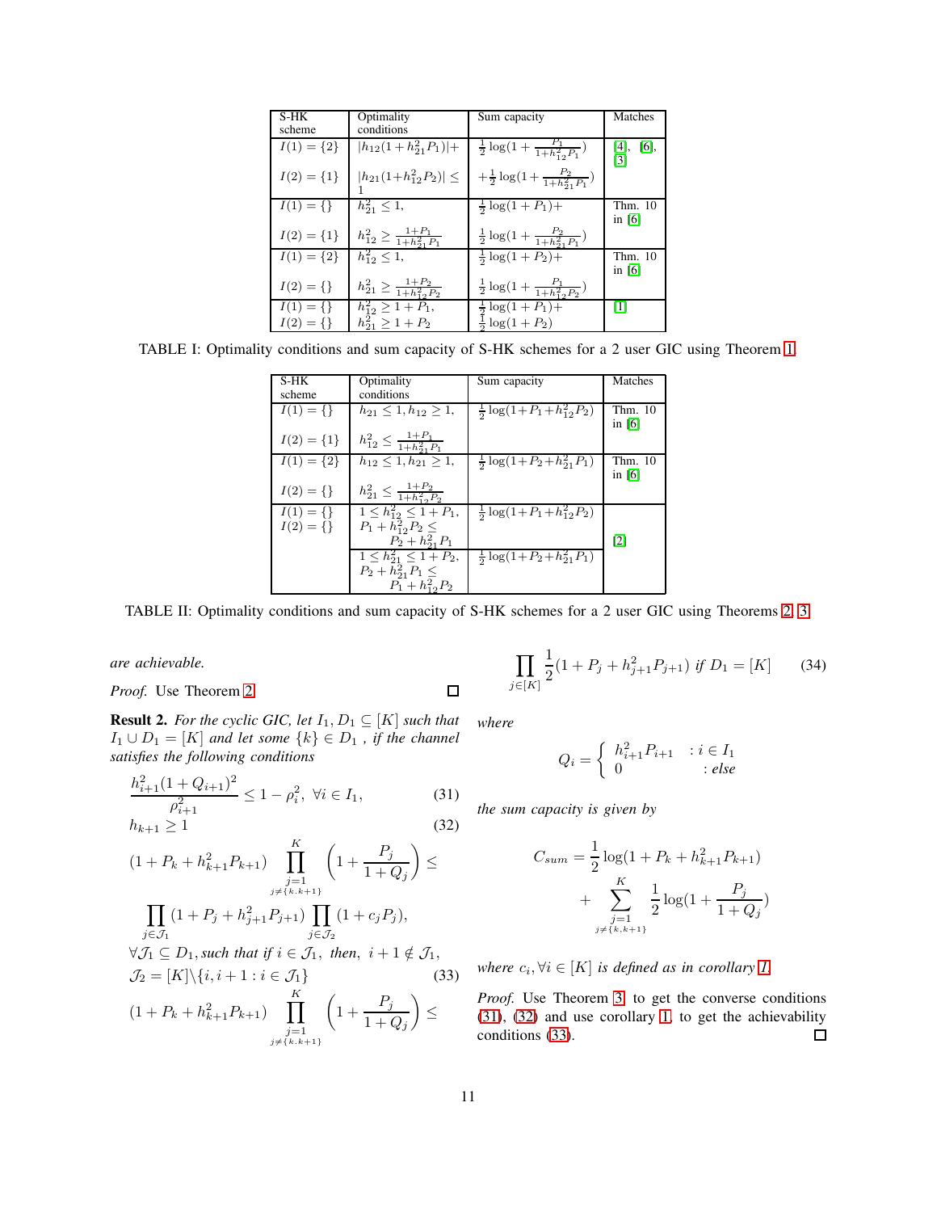| S-HK scheme | Optimality conditions | Sum capacity | Matches |
|---|---|---|---|
| $I(1)=\{2\}$ $I(2)=\{1\}$ | $\|h_{12}(1+h_{21}^2P_1)\|+$ $\|h_{21}(1+h_{12}^2P_2)\| \leq 1$ | $\frac{1}{2}\log(1+\frac{P_1}{1+h_{12}^2P_1})$ $+\frac{1}{2}\log(1+\frac{P_2}{1+h_{21}^2P_1})$ | [4], [6], [3] |
| $I(1)=\{\}$ $I(2)=\{1\}$ | $h_{21}^2\leq 1,$ $h_{12}^2 \geq \frac{1+P_1}{1+h_{21}^2P_1}$ | $\frac{1}{2}\log(1+P_1)+$ $\frac{1}{2}\log(1+\frac{P_2}{1+h_{21}^2P_1})$ | Thm. 10 in [6] |
| $I(1)=\{2\}$ $I(2)=\{\}$ | $h_{12}^2\leq 1,$ $h_{21}^2 \geq \frac{1+P_2}{1+h_{12}^2P_2}$ | $\frac{1}{2}\log(1+P_2)+$ $\frac{1}{2}\log(1+\frac{P_1}{1+h_{12}^2P_2})$ | Thm. 10 in [6] |
| $I(1)=\{\}$ $I(2)=\{\}$ | $h_{12}^2\geq 1+P_1,$ $h_{21}^2\geq 1+P_2$ | $\frac{1}{2}\log(1+P_1)+$ $\frac{1}{2}\log(1+P_2)$ | [1] |

TABLE I: Optimality conditions and sum capacity of S-HK schemes for a 2 user GIC using Theorem 1.

| S-HK scheme | Optimality conditions | Sum capacity | Matches |
|---|---|---|---|
| $I(1)=\{\}$ $I(2)=\{1\}$ | $h_{21}\leq 1, h_{12}\geq 1,$ $h_{12}^2 \leq \frac{1+P_1}{1+h_{21}^2P_1}$ | $\frac{1}{2}\log(1+P_1+h_{12}^2P_2)$ | Thm. 10 in [6] |
| $I(1)=\{2\}$ $I(2)=\{\}$ | $h_{12}\leq 1, h_{21}\geq 1,$ $h_{21}^2 \leq \frac{1+P_2}{1+h_{12}^2P_2}$ | $\frac{1}{2}\log(1+P_2+h_{21}^2P_1)$ | Thm. 10 in [6] |
| $I(1)=\{\}$ $I(2)=\{\}$ | $1\leq h_{12}^2\leq 1+P_1,$ $P_1+h_{12}^2P_2\leq P_2+h_{21}^2P_1$ | $\frac{1}{2}\log(1+P_1+h_{12}^2P_2)$ | [2] |
| | $1\leq h_{21}^2\leq 1+P_2,$ $P_2+h_{21}^2P_1\leq P_1+h_{12}^2P_2$ | $\frac{1}{2}\log(1+P_2+h_{21}^2P_1)$ | |

TABLE II: Optimality conditions and sum capacity of S-HK schemes for a 2 user GIC using Theorems 2, 3.

*are achievable.*

*Proof.* Use Theorem 2. ∎

**Result 2.** *For the cyclic GIC, let $I_1, D_1 \subseteq [K]$ such that $I_1 \cup D_1 = [K]$ and let some $\{k\} \in D_1$ , if the channel satisfies the following conditions*

$$\frac{h_{i+1}^2(1+Q_{i+1})^2}{\rho_{i+1}^2} \leq 1-\rho_i^2, \ \forall i \in I_1, \tag{31}$$

$$h_{k+1} \geq 1 \tag{32}$$

$$(1+P_k+h_{k+1}^2P_{k+1}) \prod_{\substack{j=1\\ j\neq\{k.k+1\}}}^{K} \left(1+\frac{P_j}{1+Q_j}\right) \leq \prod_{j\in\mathcal{J}_1}(1+P_j+h_{j+1}^2P_{j+1})\prod_{j\in\mathcal{J}_2}(1+c_jP_j),$$

$$\forall \mathcal{J}_1 \subseteq D_1, \text{such that if } i \in \mathcal{J}_1, \text{ then, } i+1 \notin \mathcal{J}_1, \ \mathcal{J}_2 = [K]\backslash\{i, i+1 : i \in \mathcal{J}_1\} \tag{33}$$

$$(1+P_k+h_{k+1}^2P_{k+1}) \prod_{\substack{j=1\\ j\neq\{k.k+1\}}}^{K} \left(1+\frac{P_j}{1+Q_j}\right) \leq \prod_{j\in[K]}\frac{1}{2}(1+P_j+h_{j+1}^2P_{j+1}) \text{ if } D_1=[K] \tag{34}$$

*where*

$$Q_i = \begin{cases} h_{i+1}^2P_{i+1} & : i \in I_1 \\ 0 & : else \end{cases}$$

*the sum capacity is given by*

$$C_{sum} = \frac{1}{2}\log(1+P_k+h_{k+1}^2P_{k+1}) + \sum_{\substack{j=1\\ j\neq\{k,k+1\}}}^{K}\frac{1}{2}\log(1+\frac{P_j}{1+Q_j})$$

*where $c_i, \forall i \in [K]$ is defined as in corollary 1.*

*Proof.* Use Theorem 3 to get the converse conditions (31), (32) and use corollary 1, to get the achievability conditions (33). ∎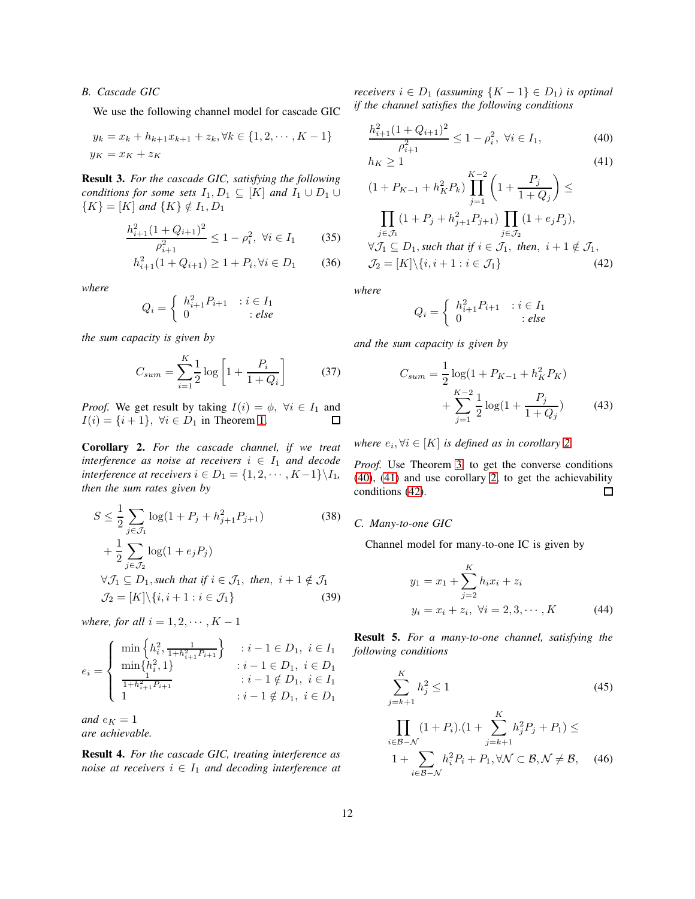### B. Cascade GIC

We use the following channel model for cascade GIC

$$y_k = x_k + h_{k+1}x_{k+1} + z_k, \forall k \in \{1, 2, \cdots, K-1\}$$
$$y_K = x_K + z_K$$

**Result 3.** *For the cascade GIC, satisfying the following conditions for some sets $I_1, D_1 \subseteq [K]$ and $I_1 \cup D_1 \cup \{K\} = [K]$ and $\{K\} \notin I_1, D_1$*

$$\frac{h_{i+1}^2(1+Q_{i+1})^2}{\rho_{i+1}^2} \leq 1 - \rho_i^2, \ \forall i \in I_1 \tag{35}$$

$$h_{i+1}^2(1+Q_{i+1}) \geq 1 + P_i, \forall i \in D_1 \tag{36}$$

*where*

$$Q_i = \begin{cases} h_{i+1}^2 P_{i+1} & : i \in I_1 \\ 0 & : else \end{cases}$$

*the sum capacity is given by*

$$C_{sum} = \sum_{i=1}^{K} \frac{1}{2} \log \left[1 + \frac{P_i}{1+Q_i}\right] \tag{37}$$

*Proof.* We get result by taking $I(i) = \phi, \ \forall i \in I_1$ and $I(i) = \{i+1\}, \ \forall i \in D_1$ in Theorem 1. $\square$

**Corollary 2.** *For the cascade channel, if we treat interference as noise at receivers $i \in I_1$ and decode interference at receivers $i \in D_1 = \{1, 2, \cdots, K-1\} \backslash I_1$, then the sum rates given by*

$$S \leq \frac{1}{2} \sum_{j \in \mathcal{J}_1} \log(1 + P_j + h_{j+1}^2 P_{j+1}) \tag{38}$$
$$+ \frac{1}{2} \sum_{j \in \mathcal{J}_2} \log(1 + e_j P_j)$$
$$\forall \mathcal{J}_1 \subseteq D_1, \text{such that if } i \in \mathcal{J}_1, \text{ then, } i+1 \notin \mathcal{J}_1$$
$$\mathcal{J}_2 = [K] \backslash \{i, i+1 : i \in \mathcal{J}_1\} \tag{39}$$

*where, for all $i = 1, 2, \cdots, K-1$*

$$e_i = \begin{cases} \min\left\{h_i^2, \frac{1}{1+h_{i+1}^2 P_{i+1}}\right\} & : i-1 \in D_1, \ i \in I_1 \\ \min\{h_i^2, 1\} & : i-1 \in D_1, \ i \in D_1 \\ \frac{1}{1+h_{i+1}^2 P_{i+1}} & : i-1 \notin D_1, \ i \in I_1 \\ 1 & : i-1 \notin D_1, \ i \in D_1 \end{cases}$$

*and $e_K = 1$*
*are achievable.*

**Result 4.** *For the cascade GIC, treating interference as noise at receivers $i \in I_1$ and decoding interference at receivers $i \in D_1$ (assuming $\{K-1\} \in D_1$) is optimal if the channel satisfies the following conditions*

$$\frac{h_{i+1}^2(1+Q_{i+1})^2}{\rho_{i+1}^2} \leq 1 - \rho_i^2, \ \forall i \in I_1, \tag{40}$$

$$h_K \geq 1 \tag{41}$$

$$(1 + P_{K-1} + h_K^2 P_k) \prod_{j=1}^{K-2} \left(1 + \frac{P_j}{1+Q_j}\right) \leq$$
$$\prod_{j \in \mathcal{J}_1} (1 + P_j + h_{j+1}^2 P_{j+1}) \prod_{j \in \mathcal{J}_2} (1 + e_j P_j),$$
$$\forall \mathcal{J}_1 \subseteq D_1, \text{such that if } i \in \mathcal{J}_1, \text{ then, } i+1 \notin \mathcal{J}_1,$$
$$\mathcal{J}_2 = [K] \backslash \{i, i+1 : i \in \mathcal{J}_1\} \tag{42}$$

*where*

$$Q_i = \begin{cases} h_{i+1}^2 P_{i+1} & : i \in I_1 \\ 0 & : else \end{cases}$$

*and the sum capacity is given by*

$$C_{sum} = \frac{1}{2} \log(1 + P_{K-1} + h_K^2 P_K) + \sum_{j=1}^{K-2} \frac{1}{2} \log(1 + \frac{P_j}{1+Q_j}) \tag{43}$$

*where $e_i, \forall i \in [K]$ is defined as in corollary 2*

*Proof.* Use Theorem 3 to get the converse conditions (40), (41) and use corollary 2, to get the achievability conditions (42). $\square$

### C. Many-to-one GIC

Channel model for many-to-one IC is given by

$$y_1 = x_1 + \sum_{j=2}^{K} h_i x_i + z_i$$
$$y_i = x_i + z_i, \ \forall i = 2, 3, \cdots, K \tag{44}$$

**Result 5.** *For a many-to-one channel, satisfying the following conditions*

$$\sum_{j=k+1}^{K} h_j^2 \leq 1 \tag{45}$$

$$\prod_{i \in \mathcal{B}-\mathcal{N}} (1 + P_i).(1 + \sum_{j=k+1}^{K} h_j^2 P_j + P_1) \leq$$
$$1 + \sum_{i \in \mathcal{B}-\mathcal{N}} h_i^2 P_i + P_1, \forall \mathcal{N} \subset \mathcal{B}, \mathcal{N} \neq \mathcal{B}, \tag{46}$$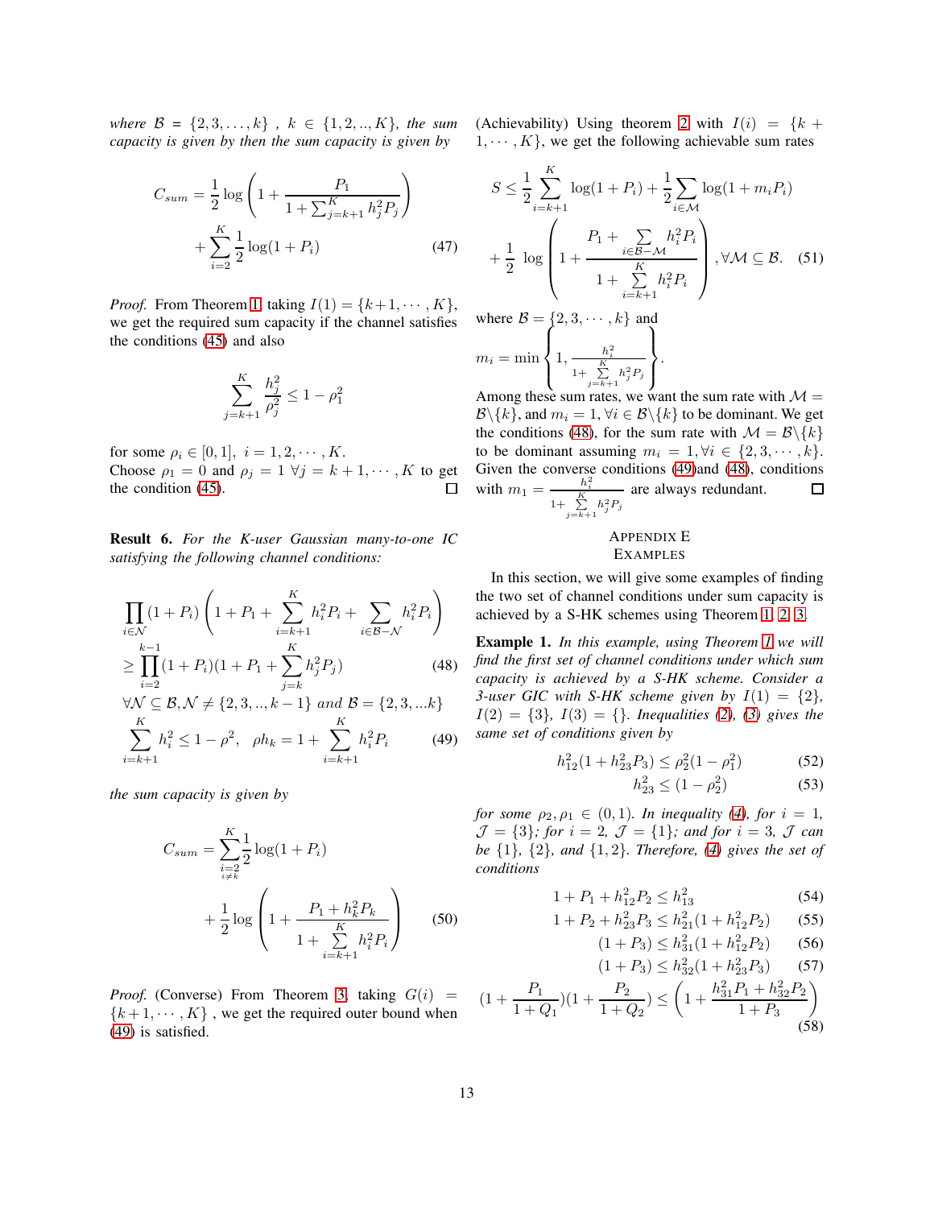*where* $\mathcal{B} = \{2, 3, \ldots, k\}$ , $k \in \{1, 2, .., K\}$*, the sum capacity is given by then the sum capacity is given by*

$$C_{sum} = \frac{1}{2}\log\left(1 + \frac{P_1}{1 + \sum_{j=k+1}^{K} h_j^2 P_j}\right) + \sum_{i=2}^{K} \frac{1}{2}\log(1 + P_i) \tag{47}$$

*Proof.* From Theorem 1, taking $I(1) = \{k+1, \cdots, K\}$, we get the required sum capacity if the channel satisfies the conditions (45) and also

$$\sum_{j=k+1}^{K} \frac{h_j^2}{\rho_j^2} \leq 1 - \rho_1^2$$

for some $\rho_i \in [0, 1]$, $i = 1, 2, \cdots, K$.
Choose $\rho_1 = 0$ and $\rho_j = 1$ $\forall j = k+1, \cdots, K$ to get the condition (45). □

**Result 6.** *For the K-user Gaussian many-to-one IC satisfying the following channel conditions:*

$$\prod_{i \in \mathcal{N}} (1 + P_i)\left(1 + P_1 + \sum_{i=k+1}^{K} h_i^2 P_i + \sum_{i \in \mathcal{B} - \mathcal{N}} h_i^2 P_i\right) \geq \prod_{i=2}^{k-1} (1 + P_i)(1 + P_1 + \sum_{j=k}^{K} h_j^2 P_j) \tag{48}$$

$\forall \mathcal{N} \subseteq \mathcal{B}, \mathcal{N} \neq \{2, 3, .., k-1\}$ *and* $\mathcal{B} = \{2, 3, ...k\}$

$$\sum_{i=k+1}^{K} h_i^2 \leq 1 - \rho^2, \quad \rho h_k = 1 + \sum_{i=k+1}^{K} h_i^2 P_i \tag{49}$$

*the sum capacity is given by*

$$C_{sum} = \sum_{\substack{i=2 \\ i \neq k}}^{K} \frac{1}{2}\log(1 + P_i) + \frac{1}{2}\log\left(1 + \frac{P_1 + h_k^2 P_k}{1 + \sum\limits_{i=k+1}^{K} h_i^2 P_i}\right) \tag{50}$$

*Proof.* (Converse) From Theorem 3, taking $G(i) = \{k+1, \cdots, K\}$ , we get the required outer bound when (49) is satisfied.

(Achievability) Using theorem 2 with $I(i) = \{k + 1, \cdots, K\}$, we get the following achievable sum rates

$$S \leq \frac{1}{2}\sum_{i=k+1}^{K} \log(1 + P_i) + \frac{1}{2}\sum_{i \in \mathcal{M}} \log(1 + m_i P_i) + \frac{1}{2}\log\left(1 + \frac{P_1 + \sum\limits_{i \in \mathcal{B} - \mathcal{M}} h_i^2 P_i}{1 + \sum\limits_{i=k+1}^{K} h_i^2 P_i}\right), \forall \mathcal{M} \subseteq \mathcal{B}. \tag{51}$$

where $\mathcal{B} = \{2, 3, \cdots, k\}$ and

$$m_i = \min\left\{1, \frac{h_i^2}{1 + \sum\limits_{j=k+1}^{K} h_j^2 P_j}\right\}.$$

Among these sum rates, we want the sum rate with $\mathcal{M} = \mathcal{B} \backslash \{k\}$, and $m_i = 1, \forall i \in \mathcal{B} \backslash \{k\}$ to be dominant. We get the conditions (48), for the sum rate with $\mathcal{M} = \mathcal{B} \backslash \{k\}$ to be dominant assuming $m_i = 1, \forall i \in \{2, 3, \cdots, k\}$. Given the converse conditions (49)and (48), conditions with $m_1 = \frac{h_i^2}{1 + \sum\limits_{j=k+1}^{K} h_j^2 P_j}$ are always redundant. □

## Appendix E
## Examples

In this section, we will give some examples of finding the two set of channel conditions under sum capacity is achieved by a S-HK schemes using Theorem 1, 2, 3.

**Example 1.** *In this example, using Theorem 1 we will find the first set of channel conditions under which sum capacity is achieved by a S-HK scheme. Consider a 3-user GIC with S-HK scheme given by* $I(1) = \{2\}$*,* $I(2) = \{3\}$*,* $I(3) = \{\}$*. Inequalities (2), (3) gives the same set of conditions given by*

$$h_{12}^2(1 + h_{23}^2 P_3) \leq \rho_2^2(1 - \rho_1^2) \tag{52}$$

$$h_{23}^2 \leq (1 - \rho_2^2) \tag{53}$$

*for some* $\rho_2, \rho_1 \in (0, 1)$*. In inequality (4), for* $i = 1$*,* $\mathcal{J} = \{3\}$*; for* $i = 2$*,* $\mathcal{J} = \{1\}$*; and for* $i = 3$*,* $\mathcal{J}$ *can be* $\{1\}$*,* $\{2\}$*, and* $\{1, 2\}$*. Therefore, (4) gives the set of conditions*

$$1 + P_1 + h_{12}^2 P_2 \leq h_{13}^2 \tag{54}$$

$$1 + P_2 + h_{23}^2 P_3 \leq h_{21}^2(1 + h_{12}^2 P_2) \tag{55}$$

$$(1 + P_3) \leq h_{31}^2(1 + h_{12}^2 P_2) \tag{56}$$

$$(1 + P_3) \leq h_{32}^2(1 + h_{23}^2 P_3) \tag{57}$$

$$(1 + \frac{P_1}{1 + Q_1})(1 + \frac{P_2}{1 + Q_2}) \leq \left(1 + \frac{h_{31}^2 P_1 + h_{32}^2 P_2}{1 + P_3}\right) \tag{58}$$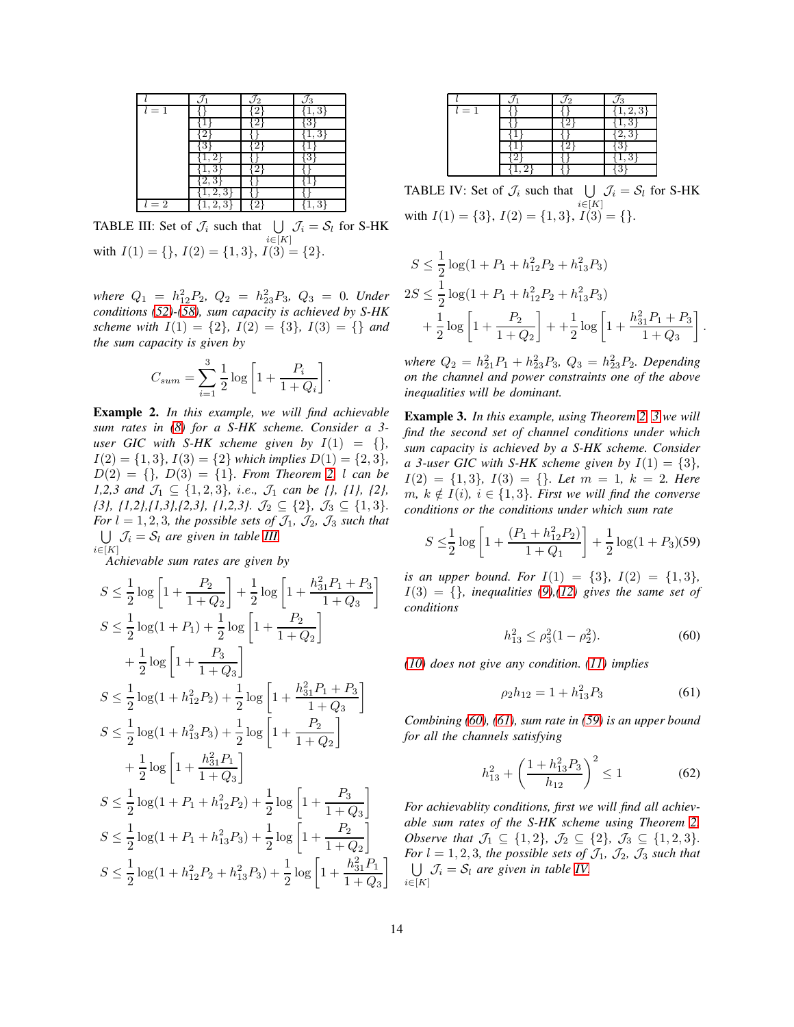| $l$ | $\mathcal{J}_1$ | $\mathcal{J}_2$ | $\mathcal{J}_3$ |
|---|---|---|---|
| $l=1$ | {} | {2} | {1,3} |
| | {1} | {2} | {3} |
| | {2} | {} | {1,3} |
| | {3} | {2} | {1} |
| | {1,2} | {} | {3} |
| | {1,3} | {2} | {} |
| | {2,3} | {} | {1} |
| | {1,2,3} | {} | {} |
| $l=2$ | {1,2,3} | {2} | {1,3} |

TABLE III: Set of $\mathcal{J}_i$ such that $\bigcup_{i\in[K]} \mathcal{J}_i = \mathcal{S}_l$ for S-HK with $I(1) = \{\}$, $I(2) = \{1,3\}$, $I(3) = \{2\}$.

*where $Q_1 = h_{12}^2 P_2$, $Q_2 = h_{23}^2 P_3$, $Q_3 = 0$. Under conditions (52)-(58), sum capacity is achieved by S-HK scheme with $I(1) = \{2\}$, $I(2) = \{3\}$, $I(3) = \{\}$ and the sum capacity is given by*

$$C_{sum} = \sum_{i=1}^{3} \frac{1}{2}\log\left[1 + \frac{P_i}{1+Q_i}\right].$$

**Example 2.** *In this example, we will find achievable sum rates in (8) for a S-HK scheme. Consider a 3-user GIC with S-HK scheme given by $I(1) = \{\}$, $I(2) = \{1,3\}$, $I(3) = \{2\}$ which implies $D(1) = \{2,3\}$, $D(2) = \{\}$, $D(3) = \{1\}$. From Theorem 2, $l$ can be 1,2,3 and $\mathcal{J}_1 \subseteq \{1,2,3\}$, i.e., $\mathcal{J}_1$ can be {}, {1}, {2}, {3}, {1,2},{1,3},{2,3}, {1,2,3}. $\mathcal{J}_2 \subseteq \{2\}$, $\mathcal{J}_3 \subseteq \{1,3\}$. For $l = 1,2,3$, the possible sets of $\mathcal{J}_1$, $\mathcal{J}_2$, $\mathcal{J}_3$ such that $\bigcup_{i\in[K]} \mathcal{J}_i = \mathcal{S}_l$ are given in table III.*

*Achievable sum rates are given by*

$$S \le \frac{1}{2}\log\left[1 + \frac{P_2}{1+Q_2}\right] + \frac{1}{2}\log\left[1 + \frac{h_{31}^2 P_1 + P_3}{1+Q_3}\right]$$

$$S \le \frac{1}{2}\log(1+P_1) + \frac{1}{2}\log\left[1 + \frac{P_2}{1+Q_2}\right] + \frac{1}{2}\log\left[1 + \frac{P_3}{1+Q_3}\right]$$

$$S \le \frac{1}{2}\log(1+h_{12}^2 P_2) + \frac{1}{2}\log\left[1 + \frac{h_{31}^2 P_1 + P_3}{1+Q_3}\right]$$

$$S \le \frac{1}{2}\log(1+h_{13}^2 P_3) + \frac{1}{2}\log\left[1 + \frac{P_2}{1+Q_2}\right] + \frac{1}{2}\log\left[1 + \frac{h_{31}^2 P_1}{1+Q_3}\right]$$

$$S \le \frac{1}{2}\log(1+P_1+h_{12}^2 P_2) + \frac{1}{2}\log\left[1 + \frac{P_3}{1+Q_3}\right]$$

$$S \le \frac{1}{2}\log(1+P_1+h_{13}^2 P_3) + \frac{1}{2}\log\left[1 + \frac{P_2}{1+Q_2}\right]$$

$$S \le \frac{1}{2}\log(1+h_{12}^2 P_2+h_{13}^2 P_3) + \frac{1}{2}\log\left[1 + \frac{h_{31}^2 P_1}{1+Q_3}\right]$$

| $l$ | $\mathcal{J}_1$ | $\mathcal{J}_2$ | $\mathcal{J}_3$ |
|---|---|---|---|
| $l=1$ | {} | {} | {1,2,3} |
| | {} | {2} | {1,3} |
| | {1} | {} | {2,3} |
| | {1} | {2} | {3} |
| | {2} | {} | {1,3} |
| | {1,2} | {} | {3} |

TABLE IV: Set of $\mathcal{J}_i$ such that $\bigcup_{i\in[K]} \mathcal{J}_i = \mathcal{S}_l$ for S-HK with $I(1) = \{3\}$, $I(2) = \{1,3\}$, $I(3) = \{\}$.

$$S \le \frac{1}{2}\log(1+P_1+h_{12}^2 P_2+h_{13}^2 P_3)$$

$$2S \le \frac{1}{2}\log(1+P_1+h_{12}^2 P_2+h_{13}^2 P_3) + \frac{1}{2}\log\left[1 + \frac{P_2}{1+Q_2}\right] + +\frac{1}{2}\log\left[1 + \frac{h_{31}^2 P_1 + P_3}{1+Q_3}\right].$$

*where $Q_2 = h_{21}^2 P_1 + h_{23}^2 P_3$, $Q_3 = h_{23}^2 P_2$. Depending on the channel and power constraints one of the above inequalities will be dominant.*

**Example 3.** *In this example, using Theorem 2, 3 we will find the second set of channel conditions under which sum capacity is achieved by a S-HK scheme. Consider a 3-user GIC with S-HK scheme given by $I(1) = \{3\}$, $I(2) = \{1,3\}$, $I(3) = \{\}$. Let $m = 1$, $k = 2$. Here $m, k \notin I(i)$, $i \in \{1,3\}$. First we will find the converse conditions or the conditions under which sum rate*

$$S \le \frac{1}{2}\log\left[1 + \frac{(P_1 + h_{12}^2 P_2)}{1+Q_1}\right] + \frac{1}{2}\log(1+P_3) \quad (59)$$

*is an upper bound. For $I(1) = \{3\}$, $I(2) = \{1,3\}$, $I(3) = \{\}$, inequalities (9),(12) gives the same set of conditions*

$$h_{13}^2 \le \rho_3^2(1-\rho_2^2). \quad (60)$$

*(10) does not give any condition. (11) implies*

$$\rho_2 h_{12} = 1 + h_{13}^2 P_3 \quad (61)$$

*Combining (60), (61), sum rate in (59) is an upper bound for all the channels satisfying*

$$h_{13}^2 + \left(\frac{1+h_{13}^2 P_3}{h_{12}}\right)^2 \le 1 \quad (62)$$

*For achievablity conditions, first we will find all achievable sum rates of the S-HK scheme using Theorem 2. Observe that $\mathcal{J}_1 \subseteq \{1,2\}$, $\mathcal{J}_2 \subseteq \{2\}$, $\mathcal{J}_3 \subseteq \{1,2,3\}$. For $l = 1,2,3$, the possible sets of $\mathcal{J}_1$, $\mathcal{J}_2$, $\mathcal{J}_3$ such that $\bigcup_{i\in[K]} \mathcal{J}_i = \mathcal{S}_l$ are given in table IV.*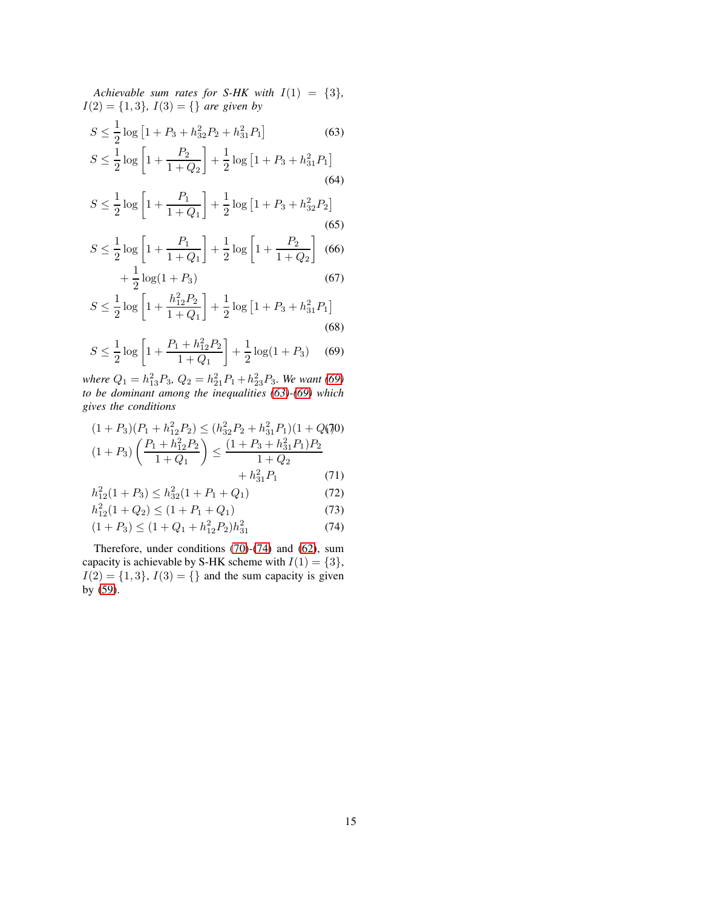*Achievable sum rates for S-HK with $I(1) = \{3\}$, $I(2) = \{1, 3\}$, $I(3) = \{\}$ are given by*

$$S \leq \frac{1}{2} \log \left[1 + P_3 + h_{32}^2 P_2 + h_{31}^2 P_1\right] \tag{63}$$

$$S \leq \frac{1}{2} \log \left[1 + \frac{P_2}{1+Q_2}\right] + \frac{1}{2} \log \left[1 + P_3 + h_{31}^2 P_1\right] \tag{64}$$

$$S \leq \frac{1}{2} \log \left[1 + \frac{P_1}{1+Q_1}\right] + \frac{1}{2} \log \left[1 + P_3 + h_{32}^2 P_2\right] \tag{65}$$

$$S \leq \frac{1}{2} \log \left[1 + \frac{P_1}{1+Q_1}\right] + \frac{1}{2} \log \left[1 + \frac{P_2}{1+Q_2}\right] \tag{66}$$

$$+ \frac{1}{2} \log(1 + P_3) \tag{67}$$

$$S \leq \frac{1}{2} \log \left[1 + \frac{h_{12}^2 P_2}{1+Q_1}\right] + \frac{1}{2} \log \left[1 + P_3 + h_{31}^2 P_1\right] \tag{68}$$

$$S \leq \frac{1}{2} \log \left[1 + \frac{P_1 + h_{12}^2 P_2}{1+Q_1}\right] + \frac{1}{2} \log(1 + P_3) \tag{69}$$

*where $Q_1 = h_{13}^2 P_3$, $Q_2 = h_{21}^2 P_1 + h_{23}^2 P_3$. We want (69) to be dominant among the inequalities (63)-(69) which gives the conditions*

$$(1 + P_3)(P_1 + h_{12}^2 P_2) \leq (h_{32}^2 P_2 + h_{31}^2 P_1)(1 + Q_1) \tag{70}$$

$$(1 + P_3)\left(\frac{P_1 + h_{12}^2 P_2}{1+Q_1}\right) \leq \frac{(1 + P_3 + h_{31}^2 P_1) P_2}{1 + Q_2} + h_{31}^2 P_1 \tag{71}$$

$$h_{12}^2 (1 + P_3) \leq h_{32}^2 (1 + P_1 + Q_1) \tag{72}$$

$$h_{12}^2 (1 + Q_2) \leq (1 + P_1 + Q_1) \tag{73}$$

$$(1 + P_3) \leq (1 + Q_1 + h_{12}^2 P_2) h_{31}^2 \tag{74}$$

Therefore, under conditions (70)-(74) and (62), sum capacity is achievable by S-HK scheme with $I(1) = \{3\}$, $I(2) = \{1, 3\}$, $I(3) = \{\}$ and the sum capacity is given by (59).